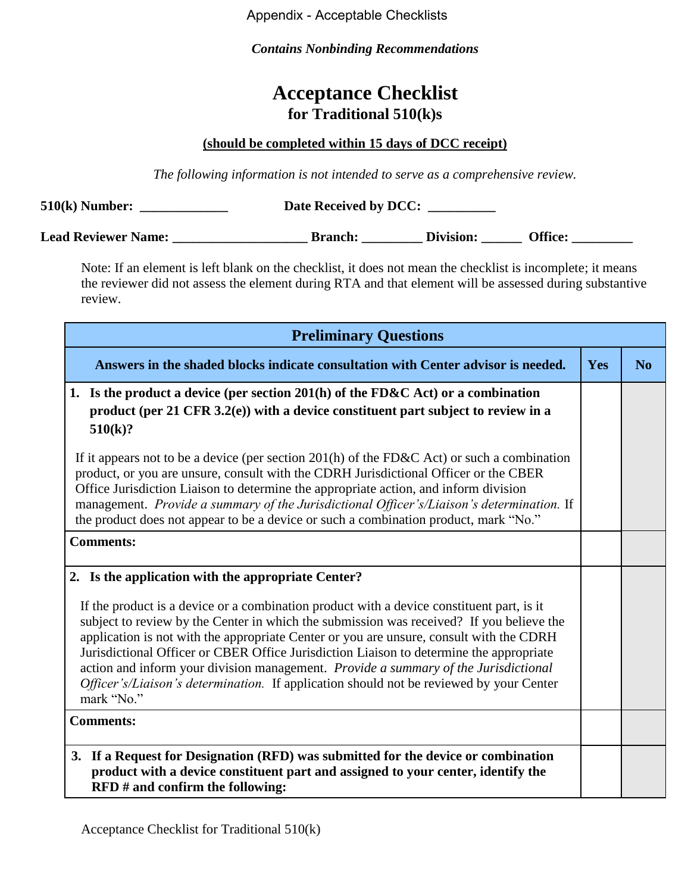Appendix - Acceptable Checklists

*Contains Nonbinding Recommendations*

# Acceptance Checklist
## for Traditional 510(k)s

**(should be completed within 15 days of DCC receipt)**

*The following information is not intended to serve as a comprehensive review.*

**510(k) Number:** _____________ **Date Received by DCC:** __________

**Lead Reviewer Name:** ____________________ **Branch:** _________ **Division:** ______ **Office:** _________

Note: If an element is left blank on the checklist, it does not mean the checklist is incomplete; it means the reviewer did not assess the element during RTA and that element will be assessed during substantive review.

| Preliminary Questions | | |
|---|---|---|
| **Answers in the shaded blocks indicate consultation with Center advisor is needed.** | **Yes** | **No** |
| **1. Is the product a device (per section 201(h) of the FD&C Act) or a combination product (per 21 CFR 3.2(e)) with a device constituent part subject to review in a 510(k)?**<br><br>If it appears not to be a device (per section 201(h) of the FD&C Act) or such a combination product, or you are unsure, consult with the CDRH Jurisdictional Officer or the CBER Office Jurisdiction Liaison to determine the appropriate action, and inform division management. *Provide a summary of the Jurisdictional Officer's/Liaison's determination.* If the product does not appear to be a device or such a combination product, mark "No." | | |
| **Comments:** | | |
| **2. Is the application with the appropriate Center?**<br><br>If the product is a device or a combination product with a device constituent part, is it subject to review by the Center in which the submission was received? If you believe the application is not with the appropriate Center or you are unsure, consult with the CDRH Jurisdictional Officer or CBER Office Jurisdiction Liaison to determine the appropriate action and inform your division management. *Provide a summary of the Jurisdictional Officer's/Liaison's determination.* If application should not be reviewed by your Center mark "No." | | |
| **Comments:** | | |
| **3. If a Request for Designation (RFD) was submitted for the device or combination product with a device constituent part and assigned to your center, identify the RFD # and confirm the following:** | | |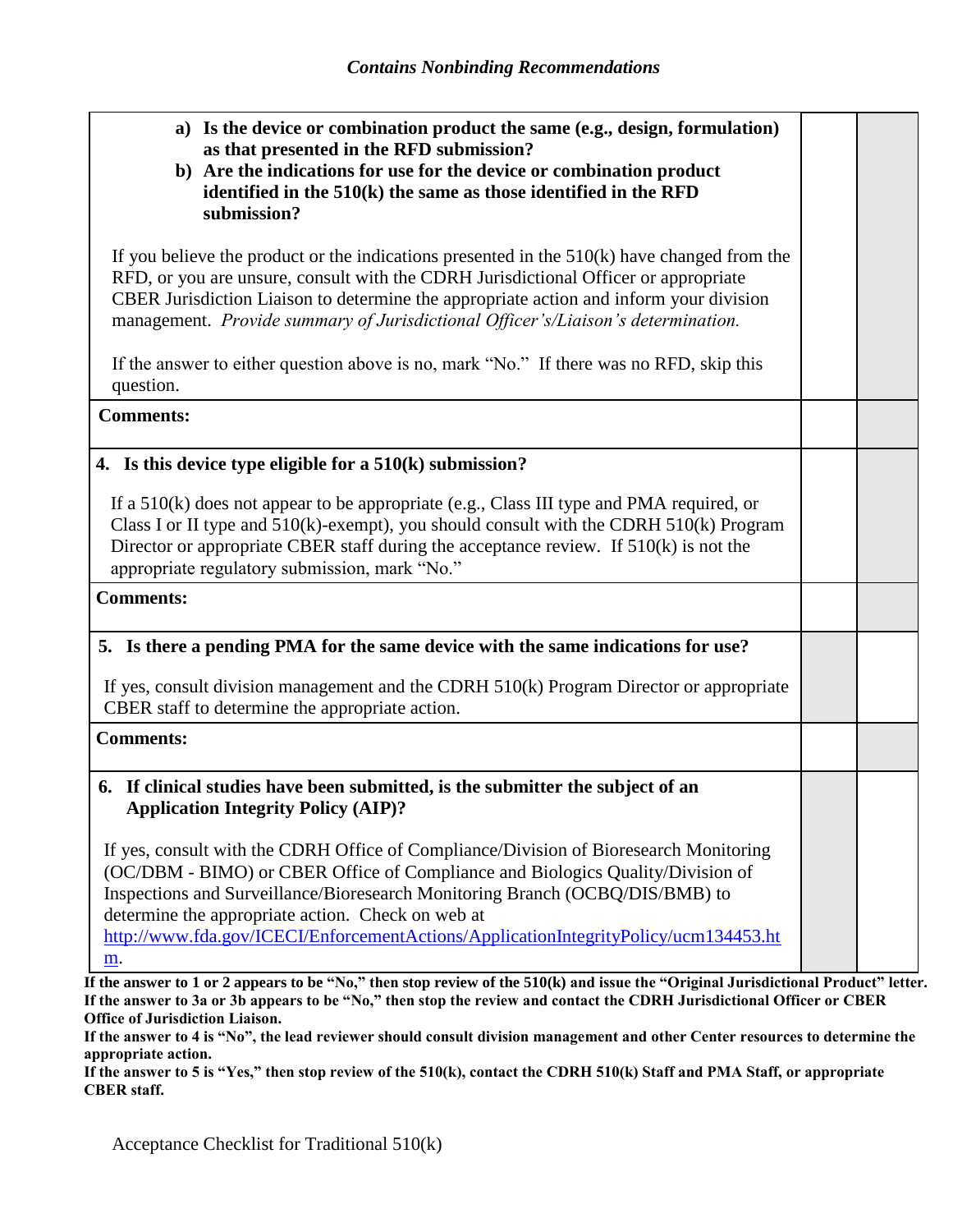| | | |
|---|---|---|
| **a) Is the device or combination product the same (e.g., design, formulation) as that presented in the RFD submission?**<br>**b) Are the indications for use for the device or combination product identified in the 510(k) the same as those identified in the RFD submission?**<br><br>If you believe the product or the indications presented in the 510(k) have changed from the RFD, or you are unsure, consult with the CDRH Jurisdictional Officer or appropriate CBER Jurisdiction Liaison to determine the appropriate action and inform your division management. *Provide summary of Jurisdictional Officer's/Liaison's determination.*<br><br>If the answer to either question above is no, mark "No." If there was no RFD, skip this question. | | |
| **Comments:** | | |
| **4. Is this device type eligible for a 510(k) submission?**<br><br>If a 510(k) does not appear to be appropriate (e.g., Class III type and PMA required, or Class I or II type and 510(k)-exempt), you should consult with the CDRH 510(k) Program Director or appropriate CBER staff during the acceptance review. If 510(k) is not the appropriate regulatory submission, mark "No." | | |
| **Comments:** | | |
| **5. Is there a pending PMA for the same device with the same indications for use?**<br><br>If yes, consult division management and the CDRH 510(k) Program Director or appropriate CBER staff to determine the appropriate action. | | |
| **Comments:** | | |
| **6. If clinical studies have been submitted, is the submitter the subject of an Application Integrity Policy (AIP)?**<br><br>If yes, consult with the CDRH Office of Compliance/Division of Bioresearch Monitoring (OC/DBM - BIMO) or CBER Office of Compliance and Biologics Quality/Division of Inspections and Surveillance/Bioresearch Monitoring Branch (OCBQ/DIS/BMB) to determine the appropriate action. Check on web at http://www.fda.gov/ICECI/EnforcementActions/ApplicationIntegrityPolicy/ucm134453.htm. | | |

**If the answer to 1 or 2 appears to be "No," then stop review of the 510(k) and issue the "Original Jurisdictional Product" letter.**
**If the answer to 3a or 3b appears to be "No," then stop the review and contact the CDRH Jurisdictional Officer or CBER Office of Jurisdiction Liaison.**
**If the answer to 4 is "No", the lead reviewer should consult division management and other Center resources to determine the appropriate action.**
**If the answer to 5 is "Yes," then stop review of the 510(k), contact the CDRH 510(k) Staff and PMA Staff, or appropriate CBER staff.**

Acceptance Checklist for Traditional 510(k)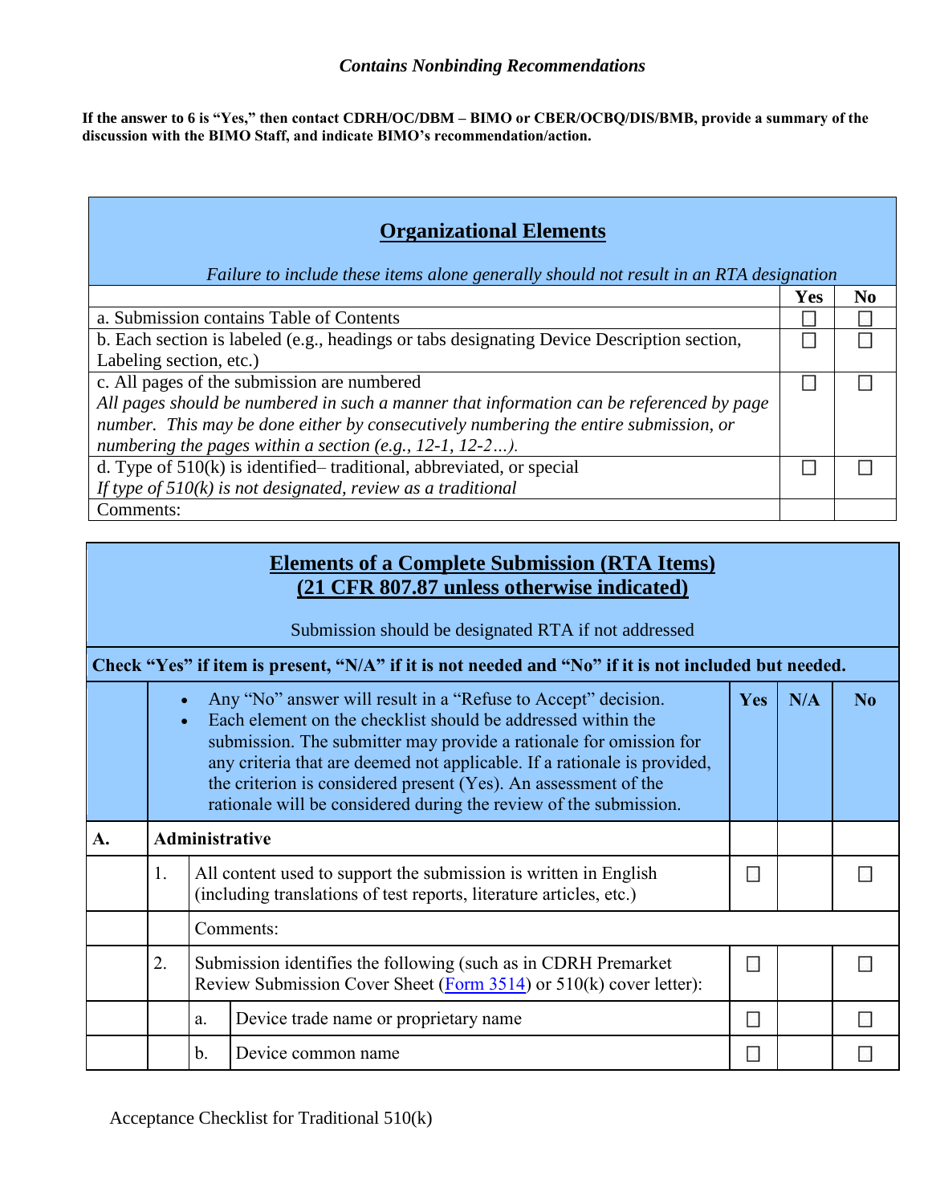*Contains Nonbinding Recommendations*

**If the answer to 6 is "Yes," then contact CDRH/OC/DBM – BIMO or CBER/OCBQ/DIS/BMB, provide a summary of the discussion with the BIMO Staff, and indicate BIMO's recommendation/action.**

| **Organizational Elements**<br><br>*Failure to include these items alone generally should not result in an RTA designation* | | |
|---|---|---|
| | **Yes** | **No** |
| a. Submission contains Table of Contents | ☐ | ☐ |
| b. Each section is labeled (e.g., headings or tabs designating Device Description section, Labeling section, etc.) | ☐ | ☐ |
| c. All pages of the submission are numbered<br>*All pages should be numbered in such a manner that information can be referenced by page number. This may be done either by consecutively numbering the entire submission, or numbering the pages within a section (e.g., 12-1, 12-2…).* | ☐ | ☐ |
| d. Type of 510(k) is identified– traditional, abbreviated, or special<br>*If type of 510(k) is not designated, review as a traditional* | ☐ | ☐ |
| Comments: | | |

| **Elements of a Complete Submission (RTA Items)**<br>**(21 CFR 807.87 unless otherwise indicated)**<br><br>Submission should be designated RTA if not addressed | | | | | | |
|---|---|---|---|---|---|---|
| **Check "Yes" if item is present, "N/A" if it is not needed and "No" if it is not included but needed.** | | | | | | |
| | • Any "No" answer will result in a "Refuse to Accept" decision.<br>• Each element on the checklist should be addressed within the submission. The submitter may provide a rationale for omission for any criteria that are deemed not applicable. If a rationale is provided, the criterion is considered present (Yes). An assessment of the rationale will be considered during the review of the submission. | | | **Yes** | **N/A** | **No** |
| **A.** | **Administrative** | | | | | |
| | 1. | All content used to support the submission is written in English (including translations of test reports, literature articles, etc.) | | ☐ | | ☐ |
| | | Comments: | | | | |
| | 2. | Submission identifies the following (such as in CDRH Premarket Review Submission Cover Sheet (Form 3514) or 510(k) cover letter): | | ☐ | | ☐ |
| | | a. | Device trade name or proprietary name | ☐ | | ☐ |
| | | b. | Device common name | ☐ | | ☐ |

Acceptance Checklist for Traditional 510(k)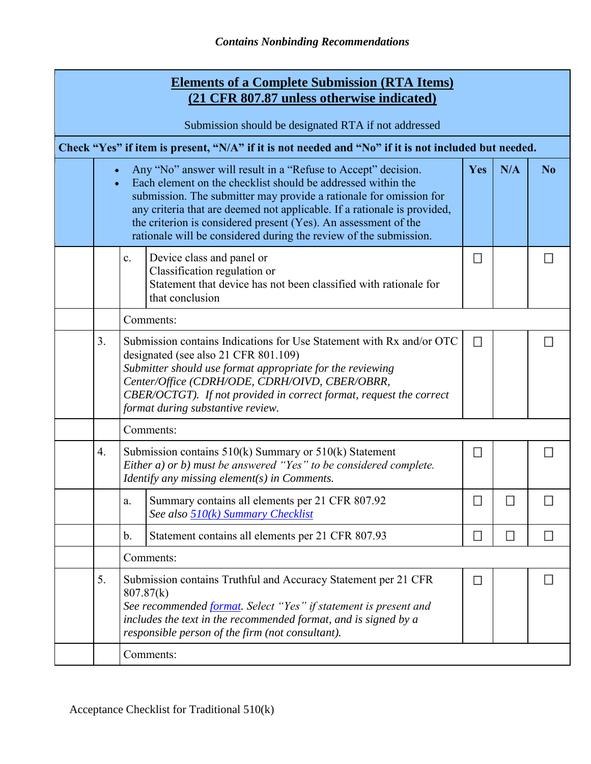*Contains Nonbinding Recommendations*

| Elements of a Complete Submission (RTA Items) (21 CFR 807.87 unless otherwise indicated) Submission should be designated RTA if not addressed | | | | | | |
|---|---|---|---|---|---|---|
| **Check "Yes" if item is present, "N/A" if it is not needed and "No" if it is not included but needed.** | | | | | | |
| | | • Any "No" answer will result in a "Refuse to Accept" decision. • Each element on the checklist should be addressed within the submission. The submitter may provide a rationale for omission for any criteria that are deemed not applicable. If a rationale is provided, the criterion is considered present (Yes). An assessment of the rationale will be considered during the review of the submission. | | **Yes** | **N/A** | **No** |
| | | c. | Device class and panel or Classification regulation or Statement that device has not been classified with rationale for that conclusion | ☐ | | ☐ |
| | | Comments: | | | | |
| | 3. | Submission contains Indications for Use Statement with Rx and/or OTC designated (see also 21 CFR 801.109) *Submitter should use format appropriate for the reviewing Center/Office (CDRH/ODE, CDRH/OIVD, CBER/OBRR, CBER/OCTGT). If not provided in correct format, request the correct format during substantive review.* | | ☐ | | ☐ |
| | | Comments: | | | | |
| | 4. | Submission contains 510(k) Summary or 510(k) Statement *Either a) or b) must be answered "Yes" to be considered complete. Identify any missing element(s) in Comments.* | | ☐ | | ☐ |
| | | a. | Summary contains all elements per 21 CFR 807.92 *See also [510(k) Summary Checklist]* | ☐ | ☐ | ☐ |
| | | b. | Statement contains all elements per 21 CFR 807.93 | ☐ | ☐ | ☐ |
| | | Comments: | | | | |
| | 5. | Submission contains Truthful and Accuracy Statement per 21 CFR 807.87(k) *See recommended [format]. Select "Yes" if statement is present and includes the text in the recommended format, and is signed by a responsible person of the firm (not consultant).* | | ☐ | | ☐ |
| | | Comments: | | | | |

Acceptance Checklist for Traditional 510(k)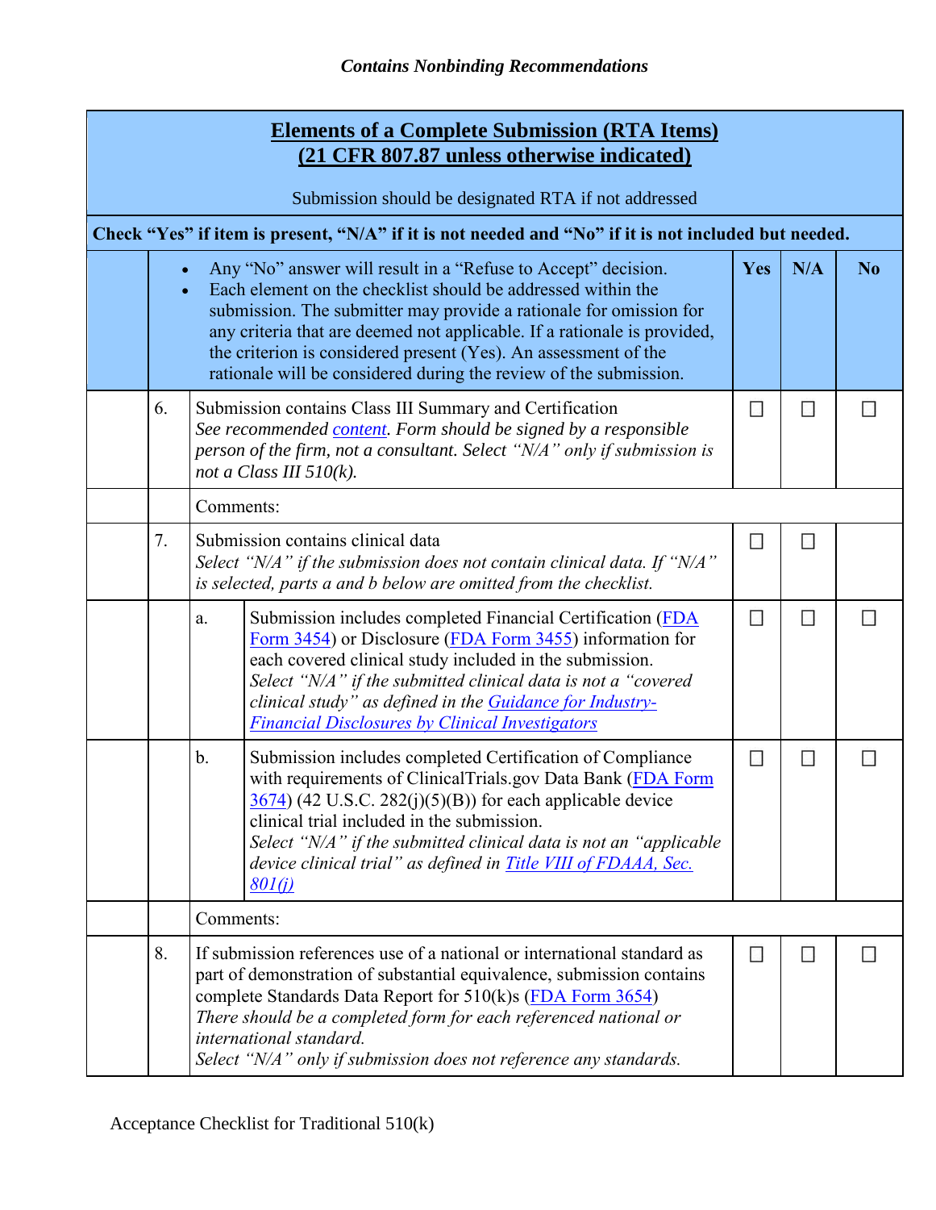*Contains Nonbinding Recommendations*

| | | | | Yes | N/A | No |
|---|---|---|---|---|---|---|
| **Elements of a Complete Submission (RTA Items) (21 CFR 807.87 unless otherwise indicated)**<br><br>Submission should be designated RTA if not addressed | | | | | | |
| **Check "Yes" if item is present, "N/A" if it is not needed and "No" if it is not included but needed.** | | | | | | |
| | • Any "No" answer will result in a "Refuse to Accept" decision.<br>• Each element on the checklist should be addressed within the submission. The submitter may provide a rationale for omission for any criteria that are deemed not applicable. If a rationale is provided, the criterion is considered present (Yes). An assessment of the rationale will be considered during the review of the submission. | | | **Yes** | **N/A** | **No** |
| | 6. | Submission contains Class III Summary and Certification<br>*See recommended content. Form should be signed by a responsible person of the firm, not a consultant. Select "N/A" only if submission is not a Class III 510(k).* | | ☐ | ☐ | ☐ |
| | | Comments: | | | | |
| | 7. | Submission contains clinical data<br>*Select "N/A" if the submission does not contain clinical data. If "N/A" is selected, parts a and b below are omitted from the checklist.* | | ☐ | ☐ | |
| | | a. | Submission includes completed Financial Certification (FDA Form 3454) or Disclosure (FDA Form 3455) information for each covered clinical study included in the submission.<br>*Select "N/A" if the submitted clinical data is not a "covered clinical study" as defined in the Guidance for Industry- Financial Disclosures by Clinical Investigators* | ☐ | ☐ | ☐ |
| | | b. | Submission includes completed Certification of Compliance with requirements of ClinicalTrials.gov Data Bank (FDA Form 3674) (42 U.S.C. 282(j)(5)(B)) for each applicable device clinical trial included in the submission.<br>*Select "N/A" if the submitted clinical data is not an "applicable device clinical trial" as defined in Title VIII of FDAAA, Sec. 801(j)* | ☐ | ☐ | ☐ |
| | | Comments: | | | | |
| | 8. | If submission references use of a national or international standard as part of demonstration of substantial equivalence, submission contains complete Standards Data Report for 510(k)s (FDA Form 3654)<br>*There should be a completed form for each referenced national or international standard.*<br>*Select "N/A" only if submission does not reference any standards.* | | ☐ | ☐ | ☐ |

Acceptance Checklist for Traditional 510(k)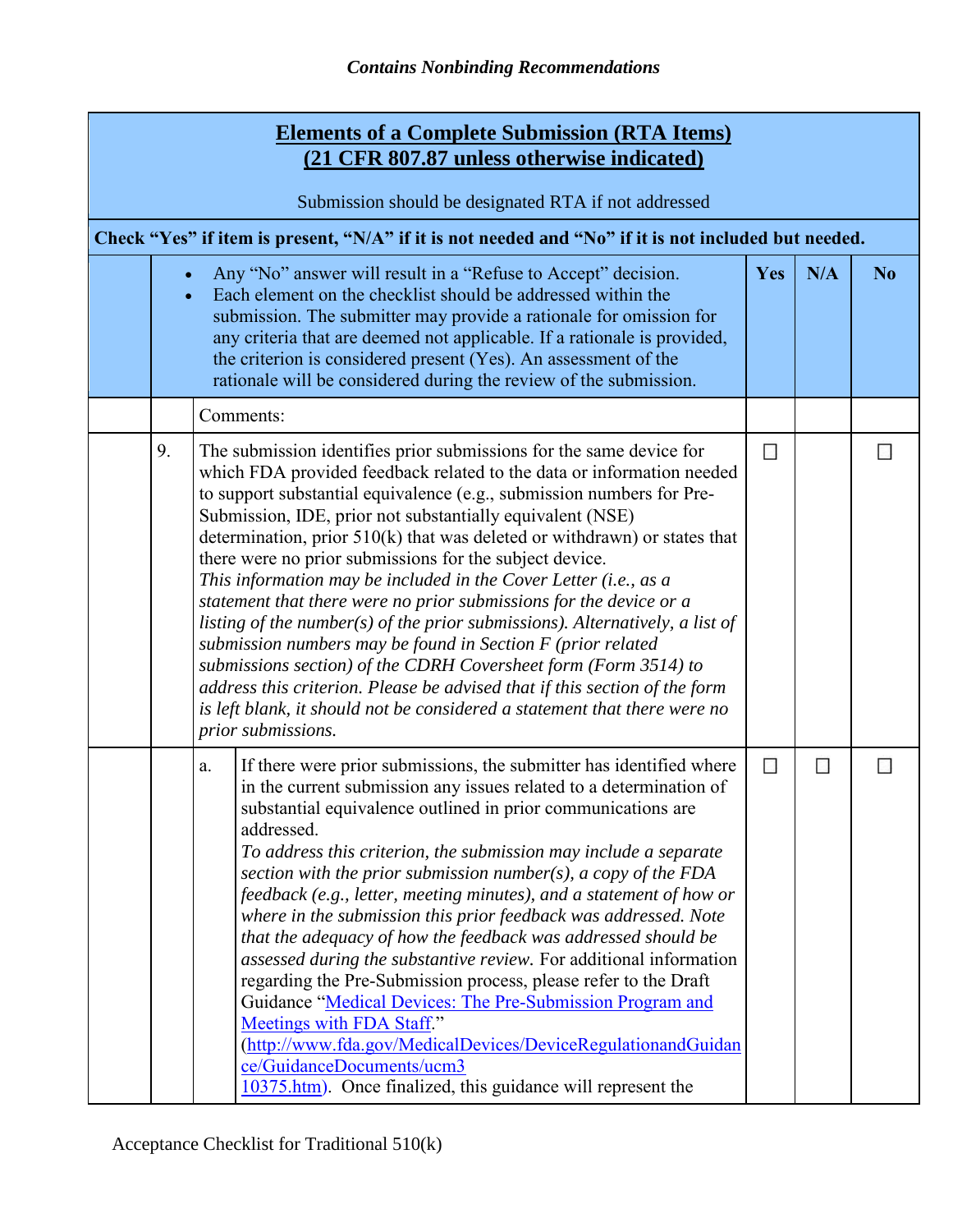| Elements of a Complete Submission (RTA Items) (21 CFR 807.87 unless otherwise indicated) Submission should be designated RTA if not addressed | | | | | |
|---|---|---|---|---|---|
| **Check "Yes" if item is present, "N/A" if it is not needed and "No" if it is not included but needed.** | | | | | |
| | | • Any "No" answer will result in a "Refuse to Accept" decision.<br>• Each element on the checklist should be addressed within the submission. The submitter may provide a rationale for omission for any criteria that are deemed not applicable. If a rationale is provided, the criterion is considered present (Yes). An assessment of the rationale will be considered during the review of the submission. | **Yes** | **N/A** | **No** |
| | | Comments: | | | |
| | 9. | The submission identifies prior submissions for the same device for which FDA provided feedback related to the data or information needed to support substantial equivalence (e.g., submission numbers for Pre-Submission, IDE, prior not substantially equivalent (NSE) determination, prior 510(k) that was deleted or withdrawn) or states that there were no prior submissions for the subject device. *This information may be included in the Cover Letter (i.e., as a statement that there were no prior submissions for the device or a listing of the number(s) of the prior submissions). Alternatively, a list of submission numbers may be found in Section F (prior related submissions section) of the CDRH Coversheet form (Form 3514) to address this criterion. Please be advised that if this section of the form is left blank, it should not be considered a statement that there were no prior submissions.* | ☐ | | ☐ |
| | | a. If there were prior submissions, the submitter has identified where in the current submission any issues related to a determination of substantial equivalence outlined in prior communications are addressed. *To address this criterion, the submission may include a separate section with the prior submission number(s), a copy of the FDA feedback (e.g., letter, meeting minutes), and a statement of how or where in the submission this prior feedback was addressed. Note that the adequacy of how the feedback was addressed should be assessed during the substantive review.* For additional information regarding the Pre-Submission process, please refer to the Draft Guidance "[Medical Devices: The Pre-Submission Program and Meetings with FDA Staff](http://www.fda.gov/MedicalDevices/DeviceRegulationandGuidance/GuidanceDocuments/ucm310375.htm)." (http://www.fda.gov/MedicalDevices/DeviceRegulationandGuidance/GuidanceDocuments/ucm310375.htm). Once finalized, this guidance will represent the | ☐ | ☐ | ☐ |

Acceptance Checklist for Traditional 510(k)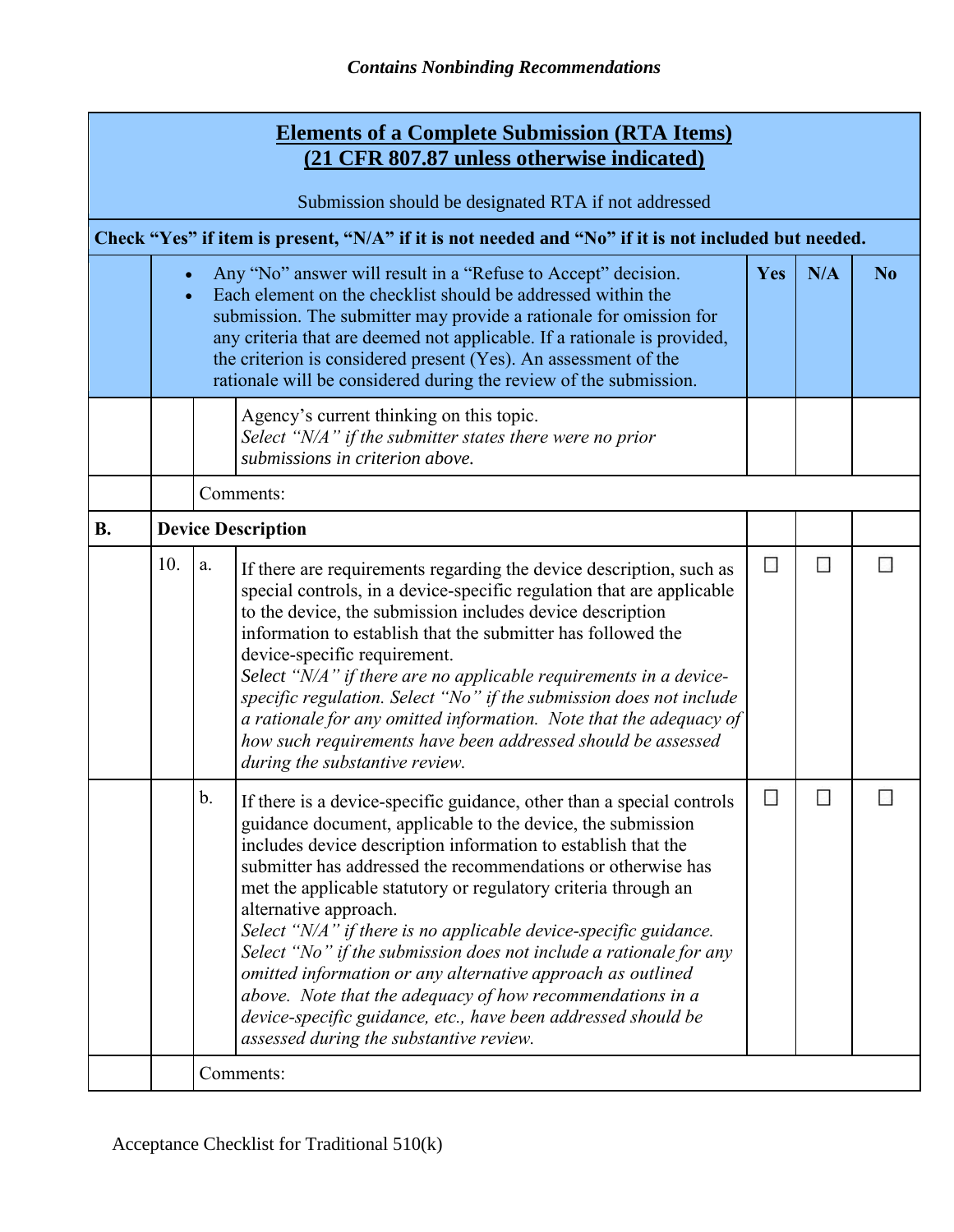| | | | Elements of a Complete Submission (RTA Items) (21 CFR 807.87 unless otherwise indicated) Submission should be designated RTA if not addressed | | | |
|---|---|---|---|---|---|---|
| **Check "Yes" if item is present, "N/A" if it is not needed and "No" if it is not included but needed.** | | | | | | |
| | | | • Any "No" answer will result in a "Refuse to Accept" decision. • Each element on the checklist should be addressed within the submission. The submitter may provide a rationale for omission for any criteria that are deemed not applicable. If a rationale is provided, the criterion is considered present (Yes). An assessment of the rationale will be considered during the review of the submission. | **Yes** | **N/A** | **No** |
| | | | Agency's current thinking on this topic. *Select "N/A" if the submitter states there were no prior submissions in criterion above.* | | | |
| | | Comments: | | | | |
| **B.** | **Device Description** | | | | | |
| | 10. | a. | If there are requirements regarding the device description, such as special controls, in a device-specific regulation that are applicable to the device, the submission includes device description information to establish that the submitter has followed the device-specific requirement. *Select "N/A" if there are no applicable requirements in a device-specific regulation. Select "No" if the submission does not include a rationale for any omitted information. Note that the adequacy of how such requirements have been addressed should be assessed during the substantive review.* | ☐ | ☐ | ☐ |
| | | b. | If there is a device-specific guidance, other than a special controls guidance document, applicable to the device, the submission includes device description information to establish that the submitter has addressed the recommendations or otherwise has met the applicable statutory or regulatory criteria through an alternative approach. *Select "N/A" if there is no applicable device-specific guidance. Select "No" if the submission does not include a rationale for any omitted information or any alternative approach as outlined above. Note that the adequacy of how recommendations in a device-specific guidance, etc., have been addressed should be assessed during the substantive review.* | ☐ | ☐ | ☐ |
| | | Comments: | | | | |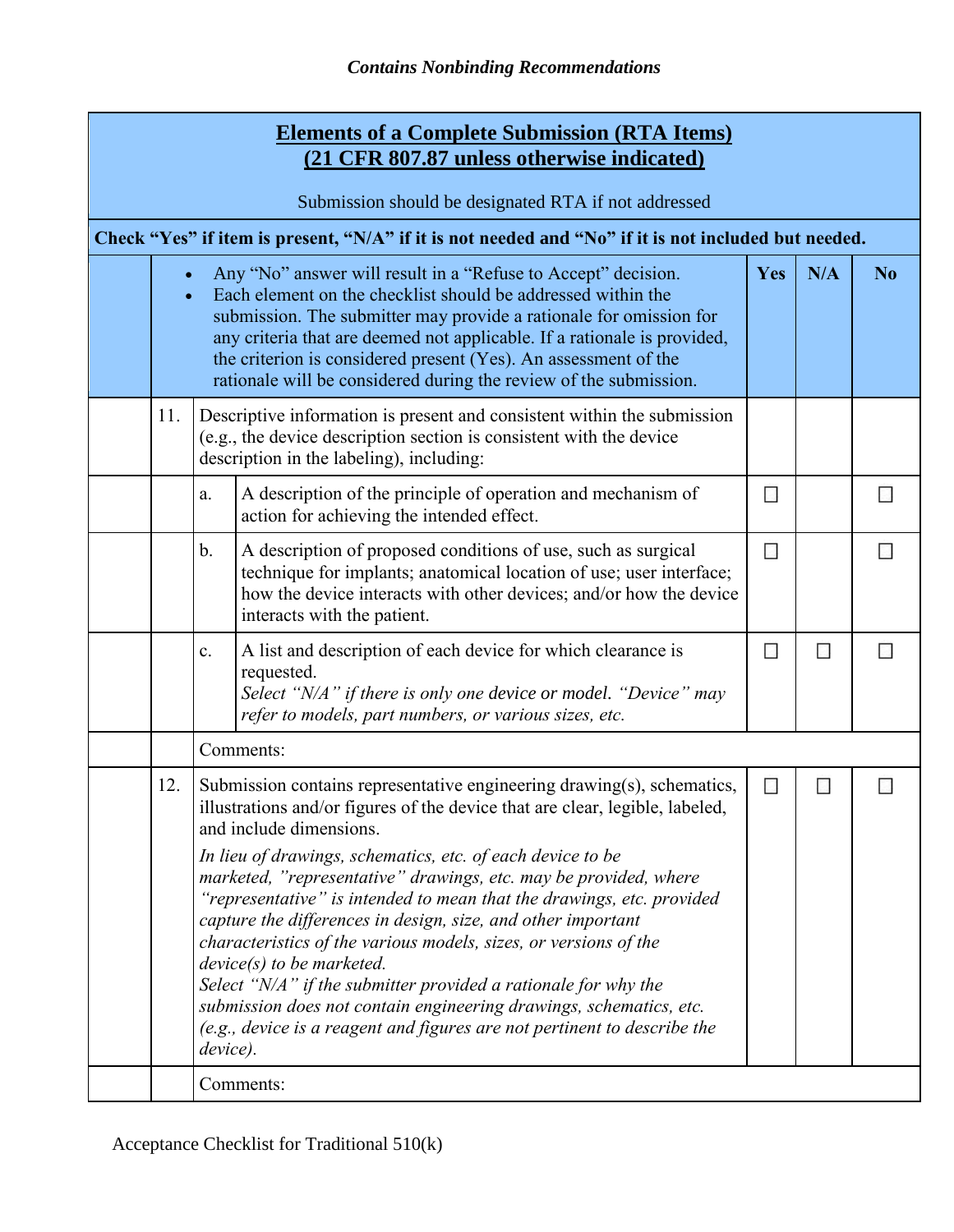*Contains Nonbinding Recommendations*

| | | | | Yes | N/A | No |
|---|---|---|---|---|---|---|
| **Elements of a Complete Submission (RTA Items)**<br>**(21 CFR 807.87 unless otherwise indicated)**<br><br>Submission should be designated RTA if not addressed | | | | | | |
| **Check "Yes" if item is present, "N/A" if it is not needed and "No" if it is not included but needed.** | | | | | | |
| | • Any "No" answer will result in a "Refuse to Accept" decision.<br>• Each element on the checklist should be addressed within the submission. The submitter may provide a rationale for omission for any criteria that are deemed not applicable. If a rationale is provided, the criterion is considered present (Yes). An assessment of the rationale will be considered during the review of the submission. | | | **Yes** | **N/A** | **No** |
| | 11. | Descriptive information is present and consistent within the submission (e.g., the device description section is consistent with the device description in the labeling), including: | | | | |
| | | a. | A description of the principle of operation and mechanism of action for achieving the intended effect. | ☐ | | ☐ |
| | | b. | A description of proposed conditions of use, such as surgical technique for implants; anatomical location of use; user interface; how the device interacts with other devices; and/or how the device interacts with the patient. | ☐ | | ☐ |
| | | c. | A list and description of each device for which clearance is requested.<br>*Select "N/A" if there is only one device or model. "Device" may refer to models, part numbers, or various sizes, etc.* | ☐ | ☐ | ☐ |
| | | Comments: | | | | |
| | 12. | Submission contains representative engineering drawing(s), schematics, illustrations and/or figures of the device that are clear, legible, labeled, and include dimensions.<br>*In lieu of drawings, schematics, etc. of each device to be marketed, "representative" drawings, etc. may be provided, where "representative" is intended to mean that the drawings, etc. provided capture the differences in design, size, and other important characteristics of the various models, sizes, or versions of the device(s) to be marketed.*<br>*Select "N/A" if the submitter provided a rationale for why the submission does not contain engineering drawings, schematics, etc. (e.g., device is a reagent and figures are not pertinent to describe the device).* | | ☐ | ☐ | ☐ |
| | | Comments: | | | | |

Acceptance Checklist for Traditional 510(k)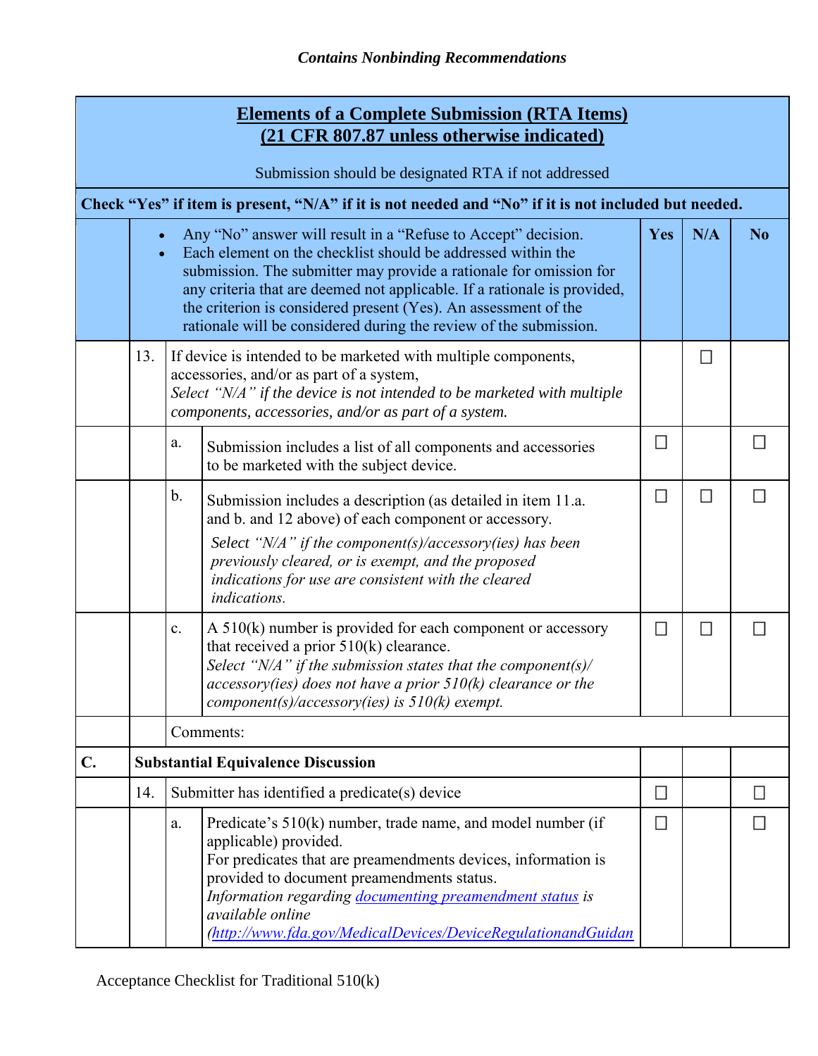*Contains Nonbinding Recommendations*

| | | | | Yes | N/A | No |
|---|---|---|---|---|---|---|
| **Elements of a Complete Submission (RTA Items) (21 CFR 807.87 unless otherwise indicated)**<br>Submission should be designated RTA if not addressed | | | | | | |
| **Check "Yes" if item is present, "N/A" if it is not needed and "No" if it is not included but needed.** | | | | | | |
| | • Any "No" answer will result in a "Refuse to Accept" decision.<br>• Each element on the checklist should be addressed within the submission. The submitter may provide a rationale for omission for any criteria that are deemed not applicable. If a rationale is provided, the criterion is considered present (Yes). An assessment of the rationale will be considered during the review of the submission. | | | **Yes** | **N/A** | **No** |
| | 13. | If device is intended to be marketed with multiple components, accessories, and/or as part of a system,<br>*Select "N/A" if the device is not intended to be marketed with multiple components, accessories, and/or as part of a system.* | | | ☐ | |
| | | a. | Submission includes a list of all components and accessories to be marketed with the subject device. | ☐ | | ☐ |
| | | b. | Submission includes a description (as detailed in item 11.a. and b. and 12 above) of each component or accessory.<br>*Select "N/A" if the component(s)/accessory(ies) has been previously cleared, or is exempt, and the proposed indications for use are consistent with the cleared indications.* | ☐ | ☐ | ☐ |
| | | c. | A 510(k) number is provided for each component or accessory that received a prior 510(k) clearance.<br>*Select "N/A" if the submission states that the component(s)/ accessory(ies) does not have a prior 510(k) clearance or the component(s)/accessory(ies) is 510(k) exempt.* | ☐ | ☐ | ☐ |
| | | Comments: | | | | |
| **C.** | **Substantial Equivalence Discussion** | | | | | |
| | 14. | Submitter has identified a predicate(s) device | | ☐ | | ☐ |
| | | a. | Predicate's 510(k) number, trade name, and model number (if applicable) provided.<br>For predicates that are preamendments devices, information is provided to document preamendments status.<br>*Information regarding [documenting preamendment status](http://www.fda.gov/MedicalDevices/DeviceRegulationandGuidan) is available online (http://www.fda.gov/MedicalDevices/DeviceRegulationandGuidan* | ☐ | | ☐ |

Acceptance Checklist for Traditional 510(k)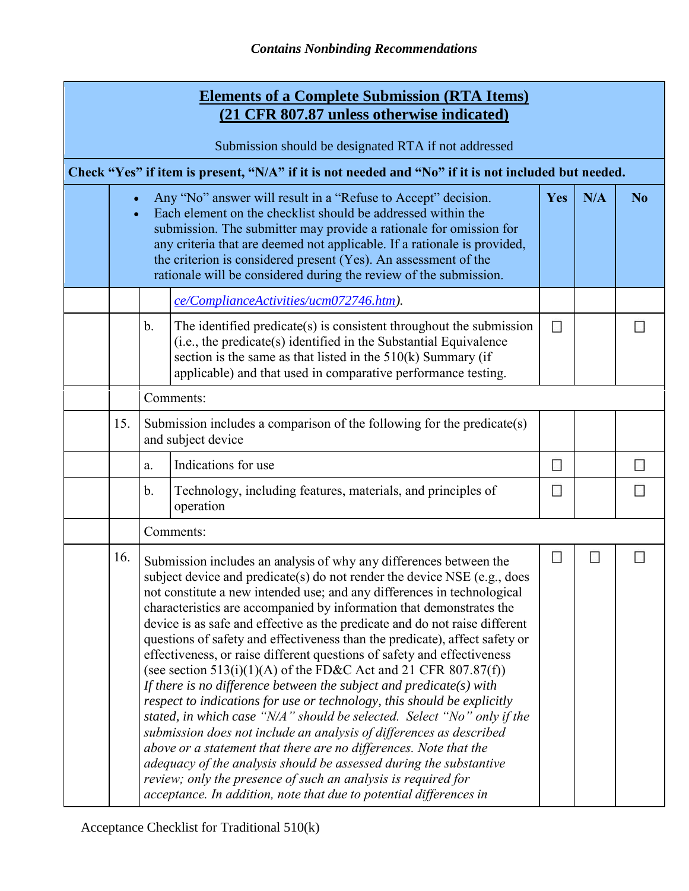*Contains Nonbinding Recommendations*

| **Elements of a Complete Submission (RTA Items)** **(21 CFR 807.87 unless otherwise indicated)** Submission should be designated RTA if not addressed | | | | | | |
|---|---|---|---|---|---|---|
| **Check "Yes" if item is present, "N/A" if it is not needed and "No" if it is not included but needed.** | | | | | | |
| | • Any "No" answer will result in a "Refuse to Accept" decision. • Each element on the checklist should be addressed within the submission. The submitter may provide a rationale for omission for any criteria that are deemed not applicable. If a rationale is provided, the criterion is considered present (Yes). An assessment of the rationale will be considered during the review of the submission. | | | **Yes** | **N/A** | **No** |
| | | | *ce/ComplianceActivities/ucm072746.htm).* | | | |
| | | b. | The identified predicate(s) is consistent throughout the submission (i.e., the predicate(s) identified in the Substantial Equivalence section is the same as that listed in the 510(k) Summary (if applicable) and that used in comparative performance testing. | ☐ | | ☐ |
| | | Comments: | | | | |
| | 15. | Submission includes a comparison of the following for the predicate(s) and subject device | | | | |
| | | a. | Indications for use | ☐ | | ☐ |
| | | b. | Technology, including features, materials, and principles of operation | ☐ | | ☐ |
| | | Comments: | | | | |
| | 16. | Submission includes an analysis of why any differences between the subject device and predicate(s) do not render the device NSE (e.g., does not constitute a new intended use; and any differences in technological characteristics are accompanied by information that demonstrates the device is as safe and effective as the predicate and do not raise different questions of safety and effectiveness than the predicate), affect safety or effectiveness, or raise different questions of safety and effectiveness (see section 513(i)(1)(A) of the FD&C Act and 21 CFR 807.87(f)) *If there is no difference between the subject and predicate(s) with respect to indications for use or technology, this should be explicitly stated, in which case "N/A" should be selected. Select "No" only if the submission does not include an analysis of differences as described above or a statement that there are no differences. Note that the adequacy of the analysis should be assessed during the substantive review; only the presence of such an analysis is required for acceptance. In addition, note that due to potential differences in* | | ☐ | ☐ | ☐ |

Acceptance Checklist for Traditional 510(k)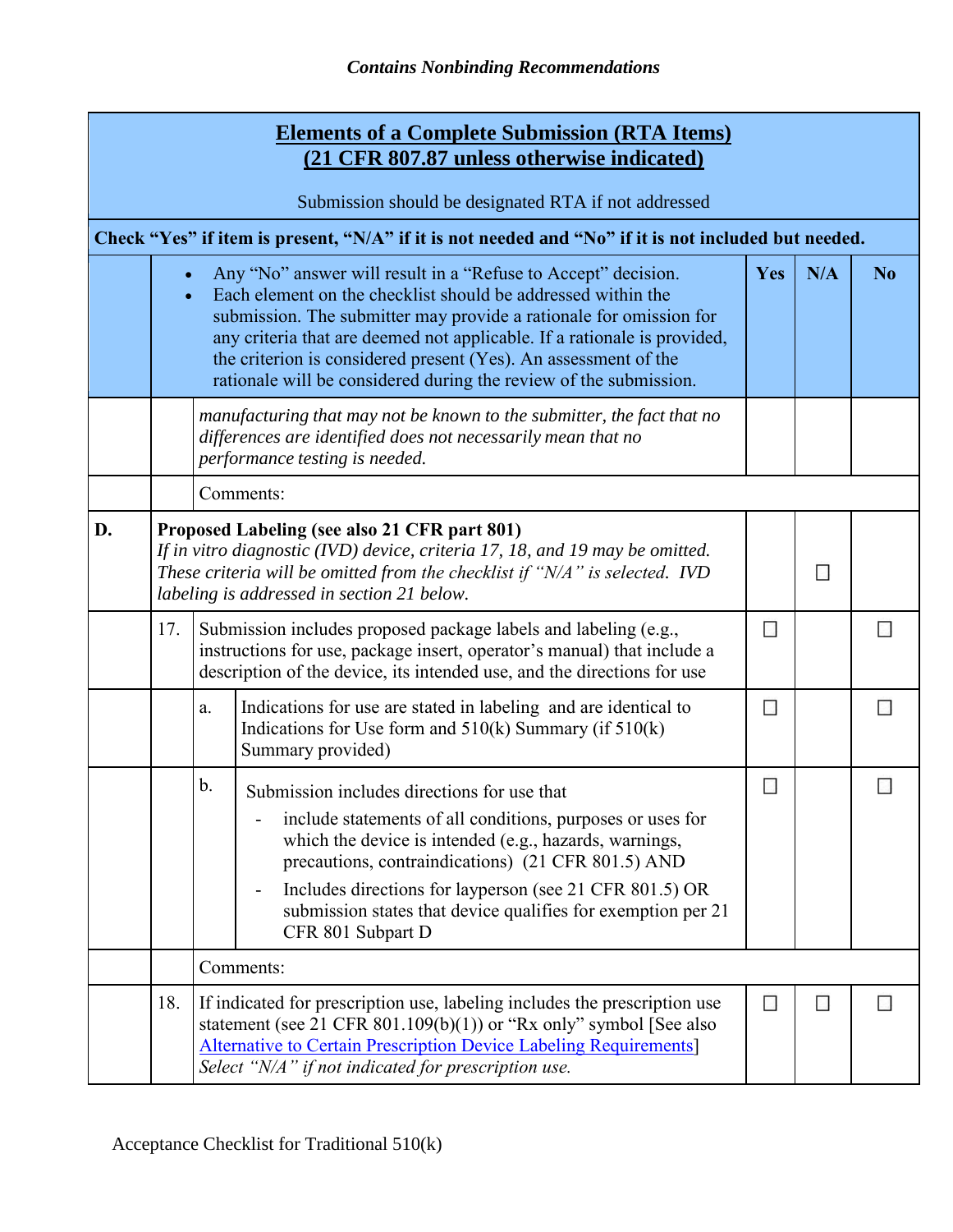*Contains Nonbinding Recommendations*

| Elements of a Complete Submission (RTA Items) (21 CFR 807.87 unless otherwise indicated) Submission should be designated RTA if not addressed | | | | | |
|---|---|---|---|---|---|
| **Check "Yes" if item is present, "N/A" if it is not needed and "No" if it is not included but needed.** | | | | | |
| | • Any "No" answer will result in a "Refuse to Accept" decision. • Each element on the checklist should be addressed within the submission. The submitter may provide a rationale for omission for any criteria that are deemed not applicable. If a rationale is provided, the criterion is considered present (Yes). An assessment of the rationale will be considered during the review of the submission. | | **Yes** | **N/A** | **No** |
| | | *manufacturing that may not be known to the submitter, the fact that no differences are identified does not necessarily mean that no performance testing is needed.* | | | |
| | | Comments: | | | |
| **D.** | **Proposed Labeling (see also 21 CFR part 801)** *If in vitro diagnostic (IVD) device, criteria 17, 18, and 19 may be omitted. These criteria will be omitted from the checklist if "N/A" is selected. IVD labeling is addressed in section 21 below.* | | | ☐ | |
| | 17. | Submission includes proposed package labels and labeling (e.g., instructions for use, package insert, operator's manual) that include a description of the device, its intended use, and the directions for use | ☐ | | ☐ |
| | | a. Indications for use are stated in labeling and are identical to Indications for Use form and 510(k) Summary (if 510(k) Summary provided) | ☐ | | ☐ |
| | | b. Submission includes directions for use that<br>- include statements of all conditions, purposes or uses for which the device is intended (e.g., hazards, warnings, precautions, contraindications) (21 CFR 801.5) AND<br>- Includes directions for layperson (see 21 CFR 801.5) OR submission states that device qualifies for exemption per 21 CFR 801 Subpart D | ☐ | | ☐ |
| | | Comments: | | | |
| | 18. | If indicated for prescription use, labeling includes the prescription use statement (see 21 CFR 801.109(b)(1)) or "Rx only" symbol [See also Alternative to Certain Prescription Device Labeling Requirements] *Select "N/A" if not indicated for prescription use.* | ☐ | ☐ | ☐ |

Acceptance Checklist for Traditional 510(k)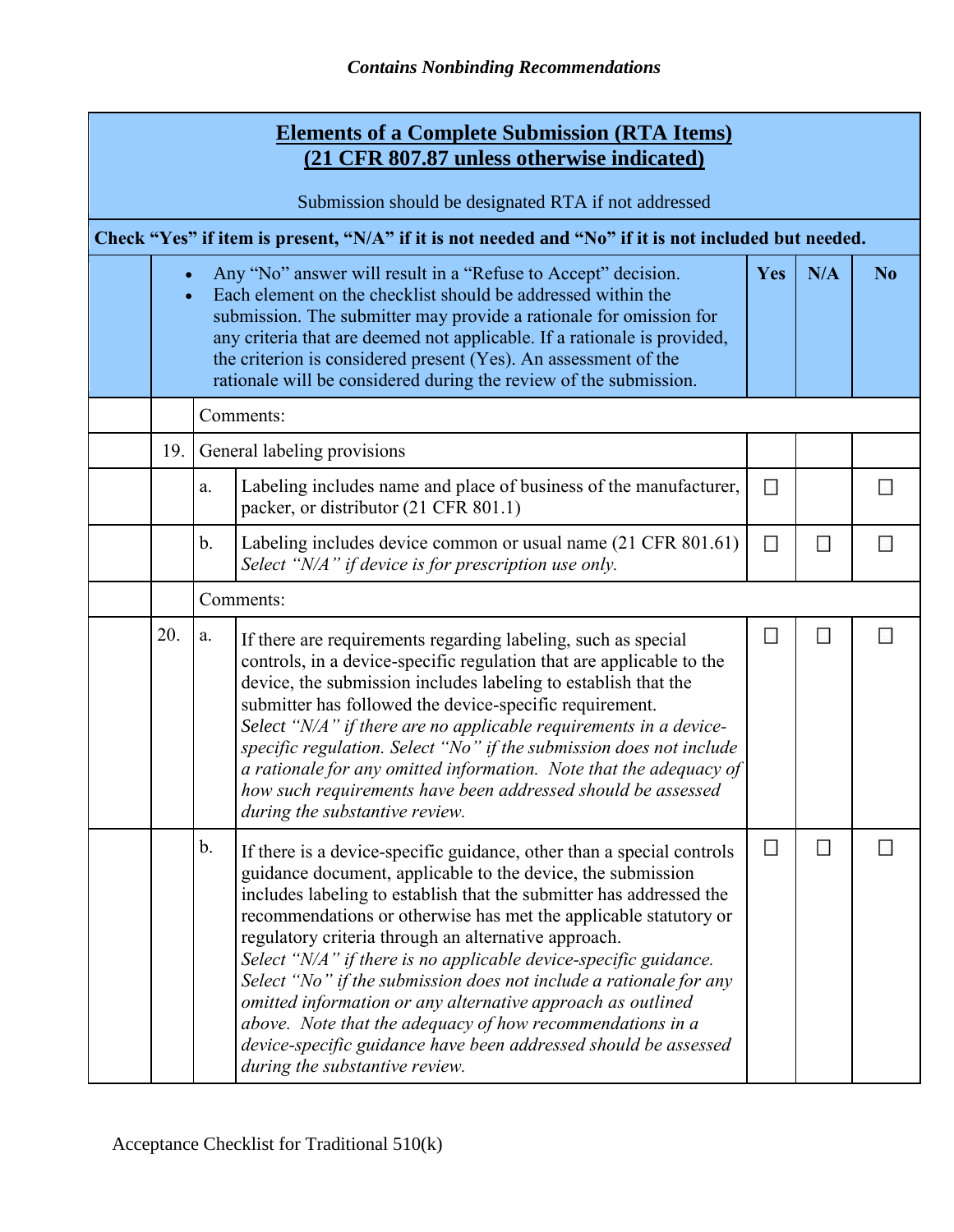| | | | | Yes | N/A | No |
|---|---|---|---|---|---|---|
| **Elements of a Complete Submission (RTA Items)** **(21 CFR 807.87 unless otherwise indicated)** Submission should be designated RTA if not addressed | | | | | | |
| **Check "Yes" if item is present, "N/A" if it is not needed and "No" if it is not included but needed.** | | | | | | |
| | • Any "No" answer will result in a "Refuse to Accept" decision. • Each element on the checklist should be addressed within the submission. The submitter may provide a rationale for omission for any criteria that are deemed not applicable. If a rationale is provided, the criterion is considered present (Yes). An assessment of the rationale will be considered during the review of the submission. | | | **Yes** | **N/A** | **No** |
| | | Comments: | | | | |
| | 19. | General labeling provisions | | | | |
| | | a. | Labeling includes name and place of business of the manufacturer, packer, or distributor (21 CFR 801.1) | ☐ | | ☐ |
| | | b. | Labeling includes device common or usual name (21 CFR 801.61) *Select "N/A" if device is for prescription use only.* | ☐ | ☐ | ☐ |
| | | Comments: | | | | |
| | 20. | a. | If there are requirements regarding labeling, such as special controls, in a device-specific regulation that are applicable to the device, the submission includes labeling to establish that the submitter has followed the device-specific requirement. *Select "N/A" if there are no applicable requirements in a device-specific regulation. Select "No" if the submission does not include a rationale for any omitted information. Note that the adequacy of how such requirements have been addressed should be assessed during the substantive review.* | ☐ | ☐ | ☐ |
| | | b. | If there is a device-specific guidance, other than a special controls guidance document, applicable to the device, the submission includes labeling to establish that the submitter has addressed the recommendations or otherwise has met the applicable statutory or regulatory criteria through an alternative approach. *Select "N/A" if there is no applicable device-specific guidance. Select "No" if the submission does not include a rationale for any omitted information or any alternative approach as outlined above. Note that the adequacy of how recommendations in a device-specific guidance have been addressed should be assessed during the substantive review.* | ☐ | ☐ | ☐ |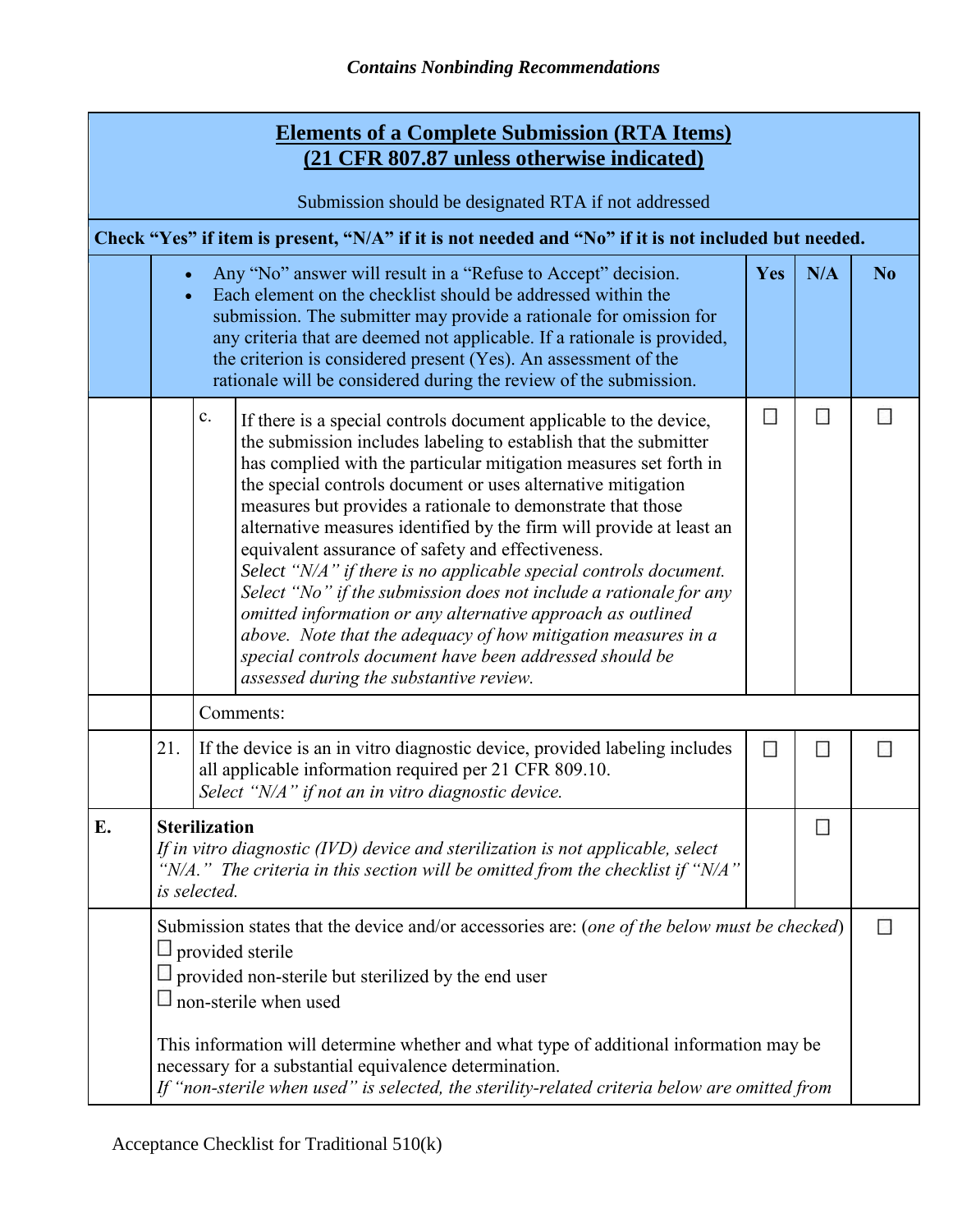| | | | | Yes | N/A | No |
|---|---|---|---|---|---|---|
| | **Elements of a Complete Submission (RTA Items)**<br>**(21 CFR 807.87 unless otherwise indicated)**<br><br>Submission should be designated RTA if not addressed | | | | | |
| | **Check "Yes" if item is present, "N/A" if it is not needed and "No" if it is not included but needed.** | | | | | |
| | • Any "No" answer will result in a "Refuse to Accept" decision.<br>• Each element on the checklist should be addressed within the submission. The submitter may provide a rationale for omission for any criteria that are deemed not applicable. If a rationale is provided, the criterion is considered present (Yes). An assessment of the rationale will be considered during the review of the submission. | | | **Yes** | **N/A** | **No** |
| | | c. | If there is a special controls document applicable to the device, the submission includes labeling to establish that the submitter has complied with the particular mitigation measures set forth in the special controls document or uses alternative mitigation measures but provides a rationale to demonstrate that those alternative measures identified by the firm will provide at least an equivalent assurance of safety and effectiveness.<br>*Select "N/A" if there is no applicable special controls document. Select "No" if the submission does not include a rationale for any omitted information or any alternative approach as outlined above. Note that the adequacy of how mitigation measures in a special controls document have been addressed should be assessed during the substantive review.* | ☐ | ☐ | ☐ |
| | | Comments: | | | | |
| | 21. | If the device is an in vitro diagnostic device, provided labeling includes all applicable information required per 21 CFR 809.10.<br>*Select "N/A" if not an in vitro diagnostic device.* | | ☐ | ☐ | ☐ |
| **E.** | **Sterilization**<br>*If in vitro diagnostic (IVD) device and sterilization is not applicable, select "N/A." The criteria in this section will be omitted from the checklist if "N/A" is selected.* | | | | ☐ | |
| | Submission states that the device and/or accessories are: (*one of the below must be checked*)<br>☐ provided sterile<br>☐ provided non-sterile but sterilized by the end user<br>☐ non-sterile when used<br><br>This information will determine whether and what type of additional information may be necessary for a substantial equivalence determination.<br>*If "non-sterile when used" is selected, the sterility-related criteria below are omitted from* | | | | | ☐ |

Acceptance Checklist for Traditional 510(k)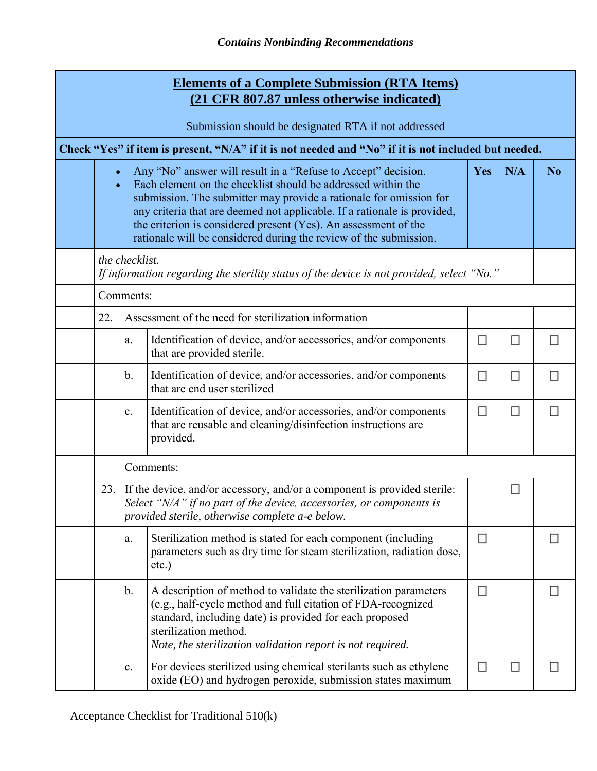| | | | | Yes | N/A | No |
|---|---|---|---|---|---|---|
| **Elements of a Complete Submission (RTA Items) (21 CFR 807.87 unless otherwise indicated)** <br> Submission should be designated RTA if not addressed | | | | | | |
| **Check "Yes" if item is present, "N/A" if it is not needed and "No" if it is not included but needed.** | | | | | | |
| | • Any "No" answer will result in a "Refuse to Accept" decision. <br> • Each element on the checklist should be addressed within the submission. The submitter may provide a rationale for omission for any criteria that are deemed not applicable. If a rationale is provided, the criterion is considered present (Yes). An assessment of the rationale will be considered during the review of the submission. | | | Yes | N/A | No |
| | *the checklist.* <br> *If information regarding the sterility status of the device is not provided, select "No."* | | | | | |
| | Comments: | | | | | |
| | 22. | Assessment of the need for sterilization information | | | | |
| | | a. | Identification of device, and/or accessories, and/or components that are provided sterile. | ☐ | ☐ | ☐ |
| | | b. | Identification of device, and/or accessories, and/or components that are end user sterilized | ☐ | ☐ | ☐ |
| | | c. | Identification of device, and/or accessories, and/or components that are reusable and cleaning/disinfection instructions are provided. | ☐ | ☐ | ☐ |
| | | Comments: | | | | |
| | 23. | If the device, and/or accessory, and/or a component is provided sterile: *Select "N/A" if no part of the device, accessories, or components is provided sterile, otherwise complete a-e below.* | | | ☐ | |
| | | a. | Sterilization method is stated for each component (including parameters such as dry time for steam sterilization, radiation dose, etc.) | ☐ | | ☐ |
| | | b. | A description of method to validate the sterilization parameters (e.g., half-cycle method and full citation of FDA-recognized standard, including date) is provided for each proposed sterilization method. <br> *Note, the sterilization validation report is not required.* | ☐ | | ☐ |
| | | c. | For devices sterilized using chemical sterilants such as ethylene oxide (EO) and hydrogen peroxide, submission states maximum | ☐ | ☐ | ☐ |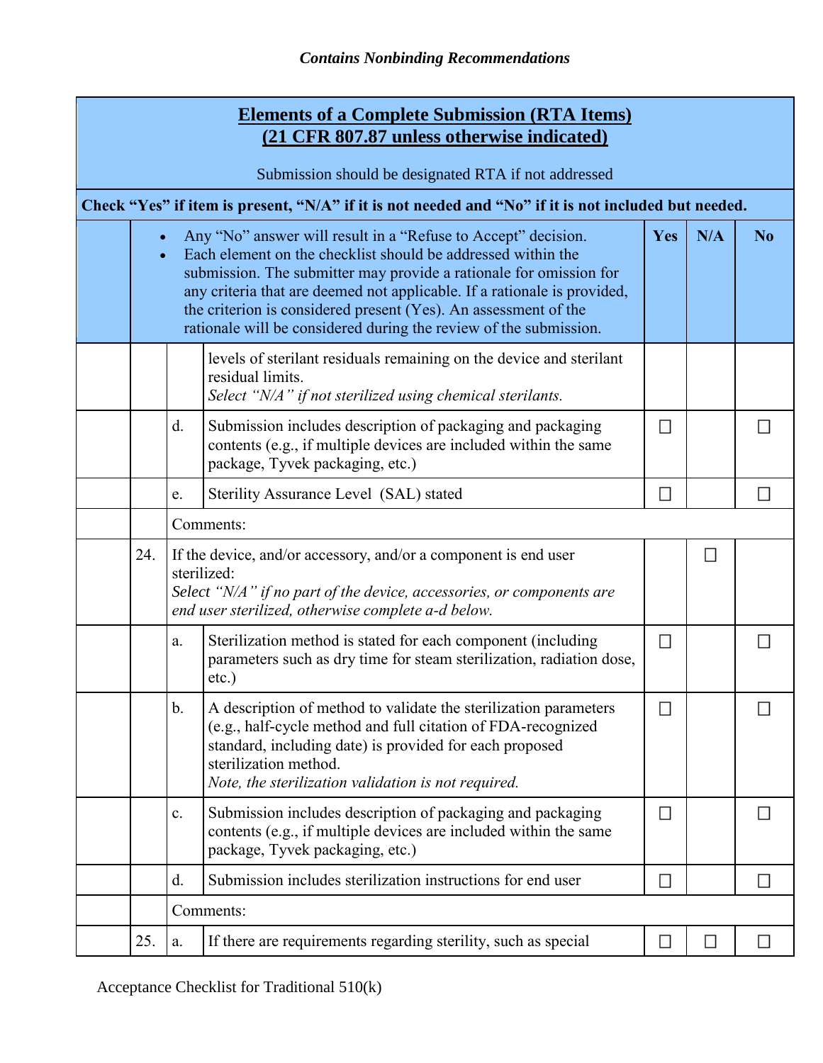*Contains Nonbinding Recommendations*

| | | | **Elements of a Complete Submission (RTA Items) (21 CFR 807.87 unless otherwise indicated)**<br><br>Submission should be designated RTA if not addressed | | | |
|---|---|---|---|---|---|---|
| **Check "Yes" if item is present, "N/A" if it is not needed and "No" if it is not included but needed.** | | | | | | |
| | | | • Any "No" answer will result in a "Refuse to Accept" decision.<br>• Each element on the checklist should be addressed within the submission. The submitter may provide a rationale for omission for any criteria that are deemed not applicable. If a rationale is provided, the criterion is considered present (Yes). An assessment of the rationale will be considered during the review of the submission. | **Yes** | **N/A** | **No** |
| | | | levels of sterilant residuals remaining on the device and sterilant residual limits.<br>*Select "N/A" if not sterilized using chemical sterilants.* | | | |
| | | d. | Submission includes description of packaging and packaging contents (e.g., if multiple devices are included within the same package, Tyvek packaging, etc.) | ☐ | | ☐ |
| | | e. | Sterility Assurance Level (SAL) stated | ☐ | | ☐ |
| | | Comments: | | | | |
| | 24. | If the device, and/or accessory, and/or a component is end user sterilized:<br>*Select "N/A" if no part of the device, accessories, or components are end user sterilized, otherwise complete a-d below.* | | | ☐ | |
| | | a. | Sterilization method is stated for each component (including parameters such as dry time for steam sterilization, radiation dose, etc.) | ☐ | | ☐ |
| | | b. | A description of method to validate the sterilization parameters (e.g., half-cycle method and full citation of FDA-recognized standard, including date) is provided for each proposed sterilization method.<br>*Note, the sterilization validation is not required.* | ☐ | | ☐ |
| | | c. | Submission includes description of packaging and packaging contents (e.g., if multiple devices are included within the same package, Tyvek packaging, etc.) | ☐ | | ☐ |
| | | d. | Submission includes sterilization instructions for end user | ☐ | | ☐ |
| | | Comments: | | | | |
| | 25. | a. | If there are requirements regarding sterility, such as special | ☐ | ☐ | ☐ |

Acceptance Checklist for Traditional 510(k)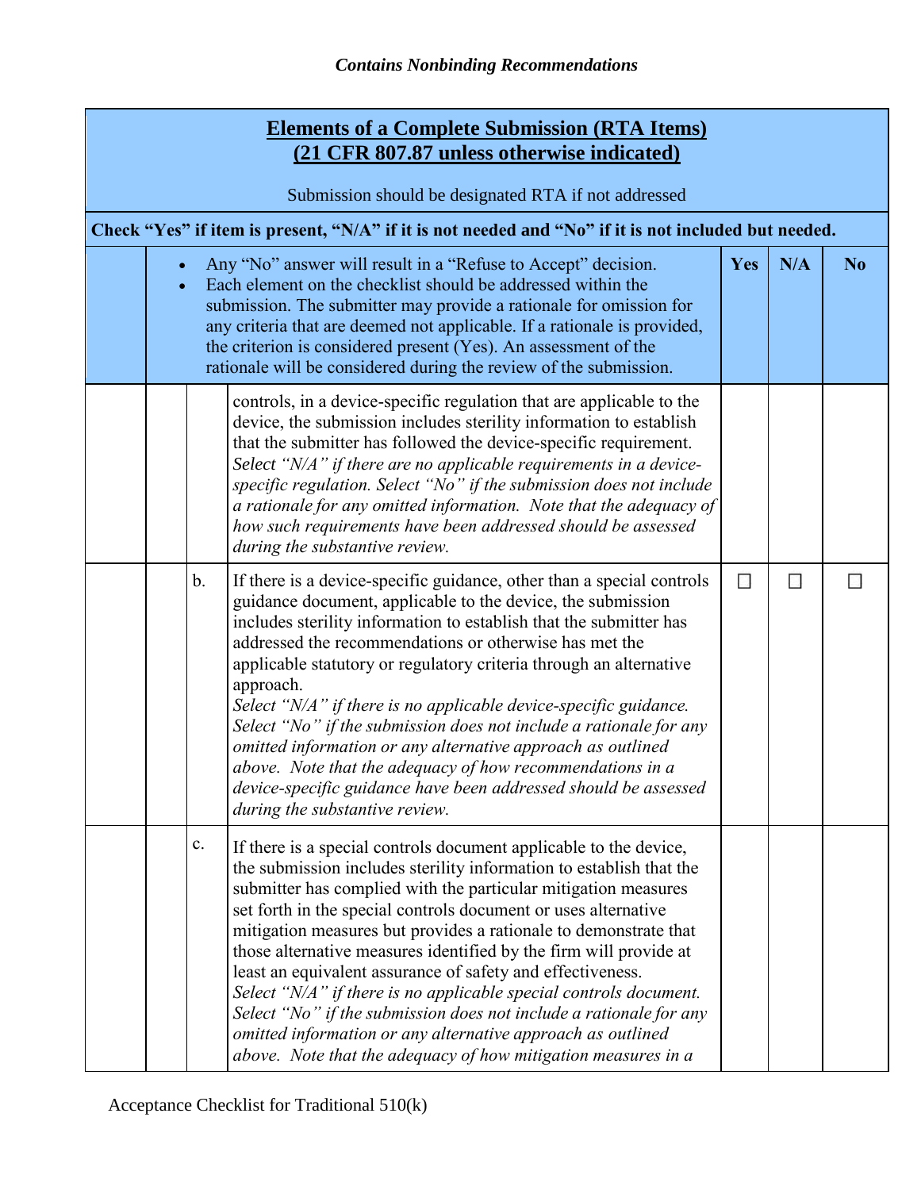*Contains Nonbinding Recommendations*

| **Elements of a Complete Submission (RTA Items) (21 CFR 807.87 unless otherwise indicated)**<br><br>Submission should be designated RTA if not addressed | | | | | |
|---|---|---|---|---|---|
| **Check "Yes" if item is present, "N/A" if it is not needed and "No" if it is not included but needed.** | | | | | |
| | • Any "No" answer will result in a "Refuse to Accept" decision.<br>• Each element on the checklist should be addressed within the submission. The submitter may provide a rationale for omission for any criteria that are deemed not applicable. If a rationale is provided, the criterion is considered present (Yes). An assessment of the rationale will be considered during the review of the submission. | | **Yes** | **N/A** | **No** |
| | | controls, in a device-specific regulation that are applicable to the device, the submission includes sterility information to establish that the submitter has followed the device-specific requirement.<br>*Select "N/A" if there are no applicable requirements in a device-specific regulation. Select "No" if the submission does not include a rationale for any omitted information. Note that the adequacy of how such requirements have been addressed should be assessed during the substantive review.* | | | |
| | b. | If there is a device-specific guidance, other than a special controls guidance document, applicable to the device, the submission includes sterility information to establish that the submitter has addressed the recommendations or otherwise has met the applicable statutory or regulatory criteria through an alternative approach.<br>*Select "N/A" if there is no applicable device-specific guidance. Select "No" if the submission does not include a rationale for any omitted information or any alternative approach as outlined above. Note that the adequacy of how recommendations in a device-specific guidance have been addressed should be assessed during the substantive review.* | ☐ | ☐ | ☐ |
| | c. | If there is a special controls document applicable to the device, the submission includes sterility information to establish that the submitter has complied with the particular mitigation measures set forth in the special controls document or uses alternative mitigation measures but provides a rationale to demonstrate that those alternative measures identified by the firm will provide at least an equivalent assurance of safety and effectiveness.<br>*Select "N/A" if there is no applicable special controls document. Select "No" if the submission does not include a rationale for any omitted information or any alternative approach as outlined above. Note that the adequacy of how mitigation measures in a* | | | |

Acceptance Checklist for Traditional 510(k)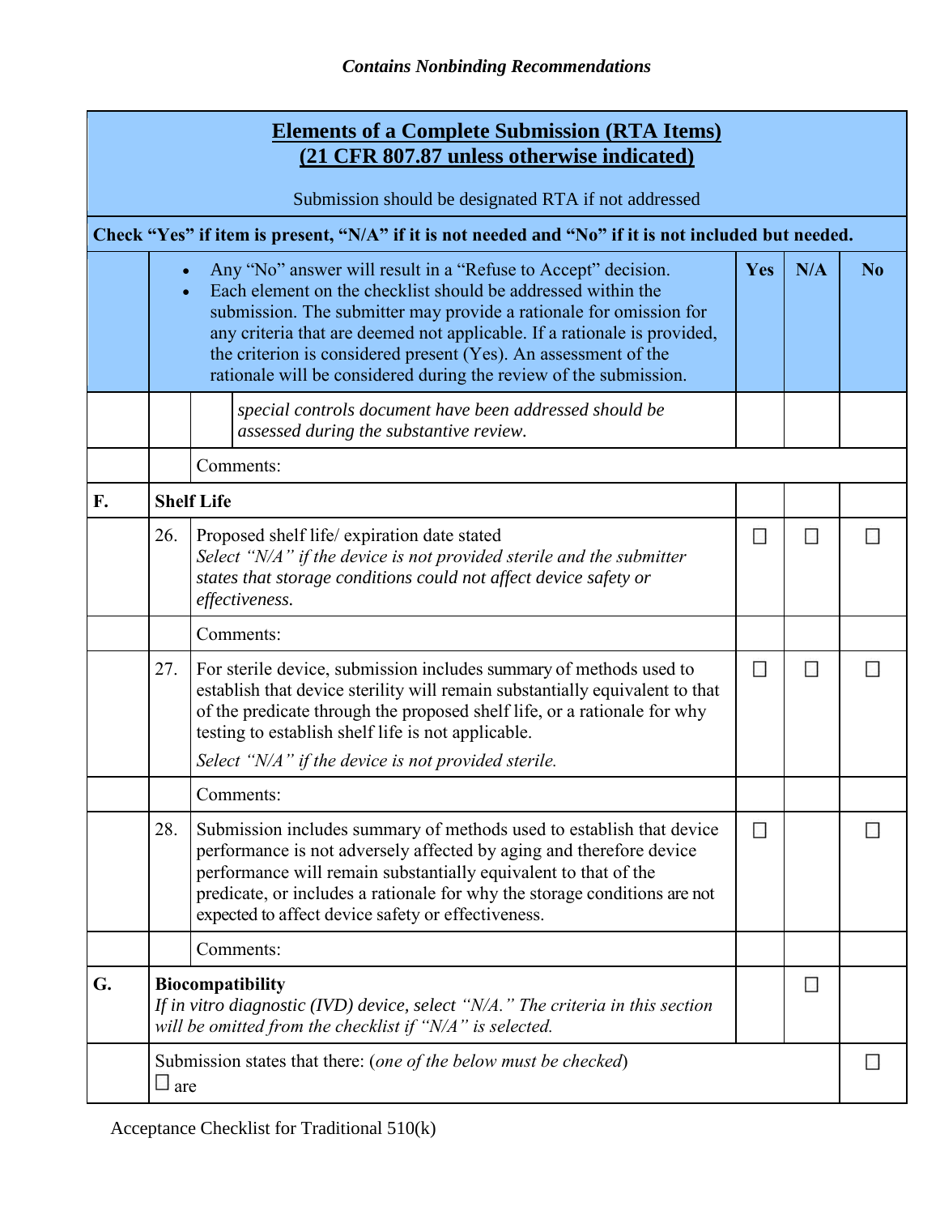*Contains Nonbinding Recommendations*

| | | | Yes | N/A | No |
|---|---|---|---|---|---|
| **Elements of a Complete Submission (RTA Items) (21 CFR 807.87 unless otherwise indicated)**<br><br>Submission should be designated RTA if not addressed | | | | | |
| **Check "Yes" if item is present, "N/A" if it is not needed and "No" if it is not included but needed.** | | | | | |
| | | • Any "No" answer will result in a "Refuse to Accept" decision.<br>• Each element on the checklist should be addressed within the submission. The submitter may provide a rationale for omission for any criteria that are deemed not applicable. If a rationale is provided, the criterion is considered present (Yes). An assessment of the rationale will be considered during the review of the submission. | **Yes** | **N/A** | **No** |
| | | *special controls document have been addressed should be assessed during the substantive review.* | | | |
| | | Comments: | | | |
| **F.** | **Shelf Life** | | | | |
| | 26. | Proposed shelf life/ expiration date stated<br>*Select "N/A" if the device is not provided sterile and the submitter states that storage conditions could not affect device safety or effectiveness.* | ☐ | ☐ | ☐ |
| | | Comments: | | | |
| | 27. | For sterile device, submission includes summary of methods used to establish that device sterility will remain substantially equivalent to that of the predicate through the proposed shelf life, or a rationale for why testing to establish shelf life is not applicable.<br>*Select "N/A" if the device is not provided sterile.* | ☐ | ☐ | ☐ |
| | | Comments: | | | |
| | 28. | Submission includes summary of methods used to establish that device performance is not adversely affected by aging and therefore device performance will remain substantially equivalent to that of the predicate, or includes a rationale for why the storage conditions are not expected to affect device safety or effectiveness. | ☐ | | ☐ |
| | | Comments: | | | |
| **G.** | **Biocompatibility**<br>*If in vitro diagnostic (IVD) device, select "N/A." The criteria in this section will be omitted from the checklist if "N/A" is selected.* | | | ☐ | |
| | Submission states that there: (*one of the below must be checked*)<br>☐ are | | | | ☐ |

Acceptance Checklist for Traditional 510(k)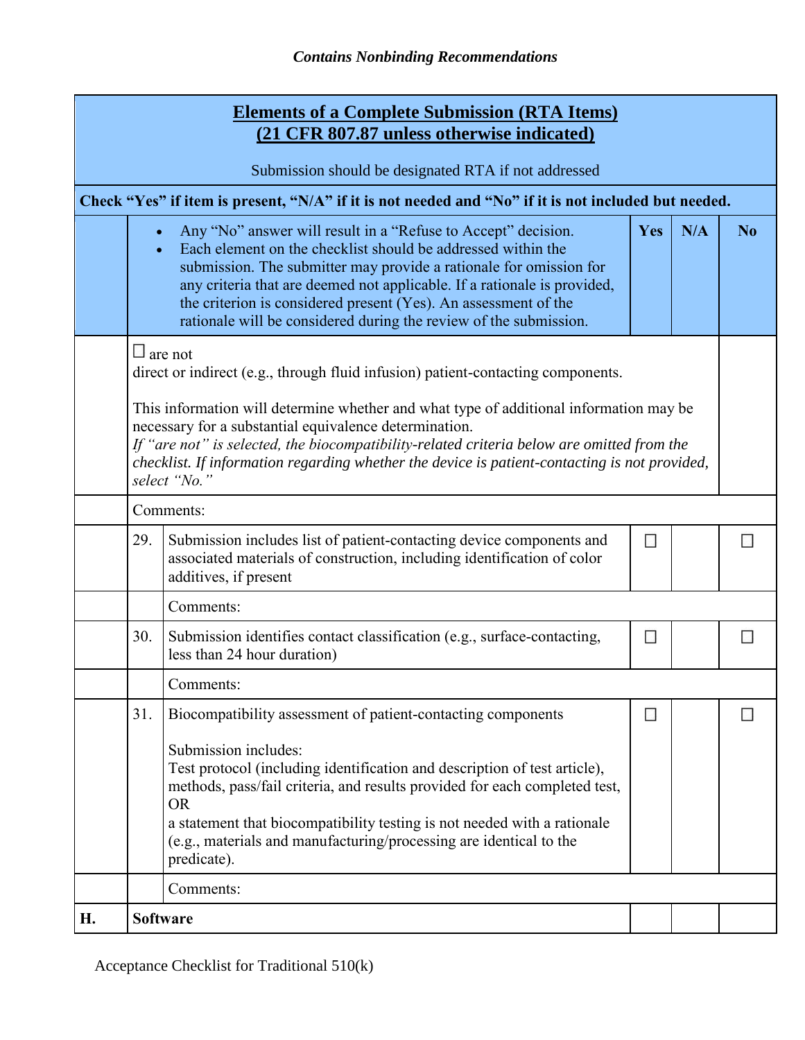*Contains Nonbinding Recommendations*

| | | | Yes | N/A | No |
|---|---|---|---|---|---|
| **Elements of a Complete Submission (RTA Items) (21 CFR 807.87 unless otherwise indicated)**<br><br>Submission should be designated RTA if not addressed | | | | | |
| **Check "Yes" if item is present, "N/A" if it is not needed and "No" if it is not included but needed.** | | | | | |
| | • Any "No" answer will result in a "Refuse to Accept" decision.<br>• Each element on the checklist should be addressed within the submission. The submitter may provide a rationale for omission for any criteria that are deemed not applicable. If a rationale is provided, the criterion is considered present (Yes). An assessment of the rationale will be considered during the review of the submission. | | **Yes** | **N/A** | **No** |
| | ☐ are not<br>direct or indirect (e.g., through fluid infusion) patient-contacting components.<br><br>This information will determine whether and what type of additional information may be necessary for a substantial equivalence determination.<br>*If "are not" is selected, the biocompatibility-related criteria below are omitted from the checklist. If information regarding whether the device is patient-contacting is not provided, select "No."* | | | | |
| | Comments: | | | | |
| | 29. | Submission includes list of patient-contacting device components and associated materials of construction, including identification of color additives, if present | ☐ | | ☐ |
| | | Comments: | | | |
| | 30. | Submission identifies contact classification (e.g., surface-contacting, less than 24 hour duration) | ☐ | | ☐ |
| | | Comments: | | | |
| | 31. | Biocompatibility assessment of patient-contacting components<br><br>Submission includes:<br>Test protocol (including identification and description of test article), methods, pass/fail criteria, and results provided for each completed test,<br>OR<br>a statement that biocompatibility testing is not needed with a rationale (e.g., materials and manufacturing/processing are identical to the predicate). | ☐ | | ☐ |
| | | Comments: | | | |
| **H.** | **Software** | | | | |

Acceptance Checklist for Traditional 510(k)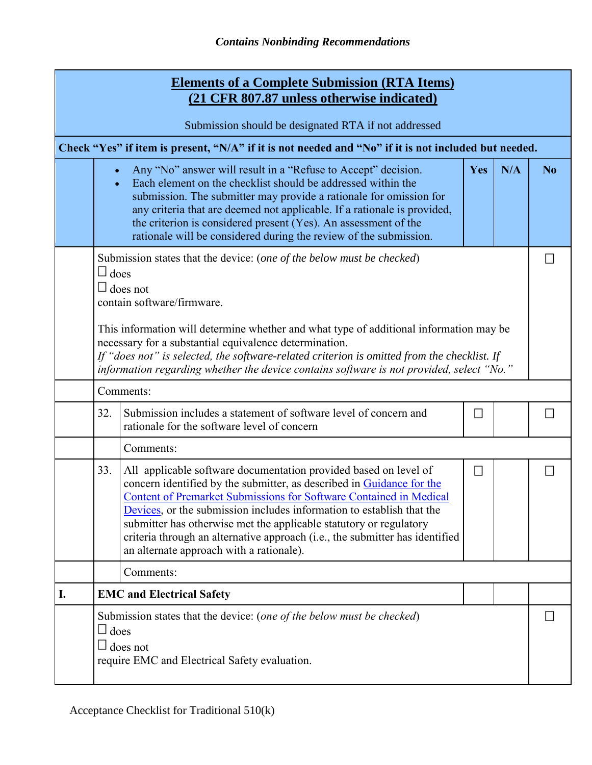| | | | Yes | N/A | No |
|---|---|---|---|---|---|
| **Elements of a Complete Submission (RTA Items)** **(21 CFR 807.87 unless otherwise indicated)** Submission should be designated RTA if not addressed | | | | | |
| **Check "Yes" if item is present, "N/A" if it is not needed and "No" if it is not included but needed.** | | | | | |
| | • Any "No" answer will result in a "Refuse to Accept" decision. • Each element on the checklist should be addressed within the submission. The submitter may provide a rationale for omission for any criteria that are deemed not applicable. If a rationale is provided, the criterion is considered present (Yes). An assessment of the rationale will be considered during the review of the submission. | | **Yes** | **N/A** | **No** |
| | Submission states that the device: (*one of the below must be checked*) ☐ does ☐ does not contain software/firmware. This information will determine whether and what type of additional information may be necessary for a substantial equivalence determination. *If "does not" is selected, the software-related criterion is omitted from the checklist. If information regarding whether the device contains software is not provided, select "No."* | | | | ☐ |
| | Comments: | | | | |
| | 32. | Submission includes a statement of software level of concern and rationale for the software level of concern | ☐ | | ☐ |
| | | Comments: | | | |
| | 33. | All applicable software documentation provided based on level of concern identified by the submitter, as described in Guidance for the Content of Premarket Submissions for Software Contained in Medical Devices, or the submission includes information to establish that the submitter has otherwise met the applicable statutory or regulatory criteria through an alternative approach (i.e., the submitter has identified an alternate approach with a rationale). | ☐ | | ☐ |
| | | Comments: | | | |
| **I.** | **EMC and Electrical Safety** | | | | |
| | Submission states that the device: (*one of the below must be checked*) ☐ does ☐ does not require EMC and Electrical Safety evaluation. | | | | ☐ |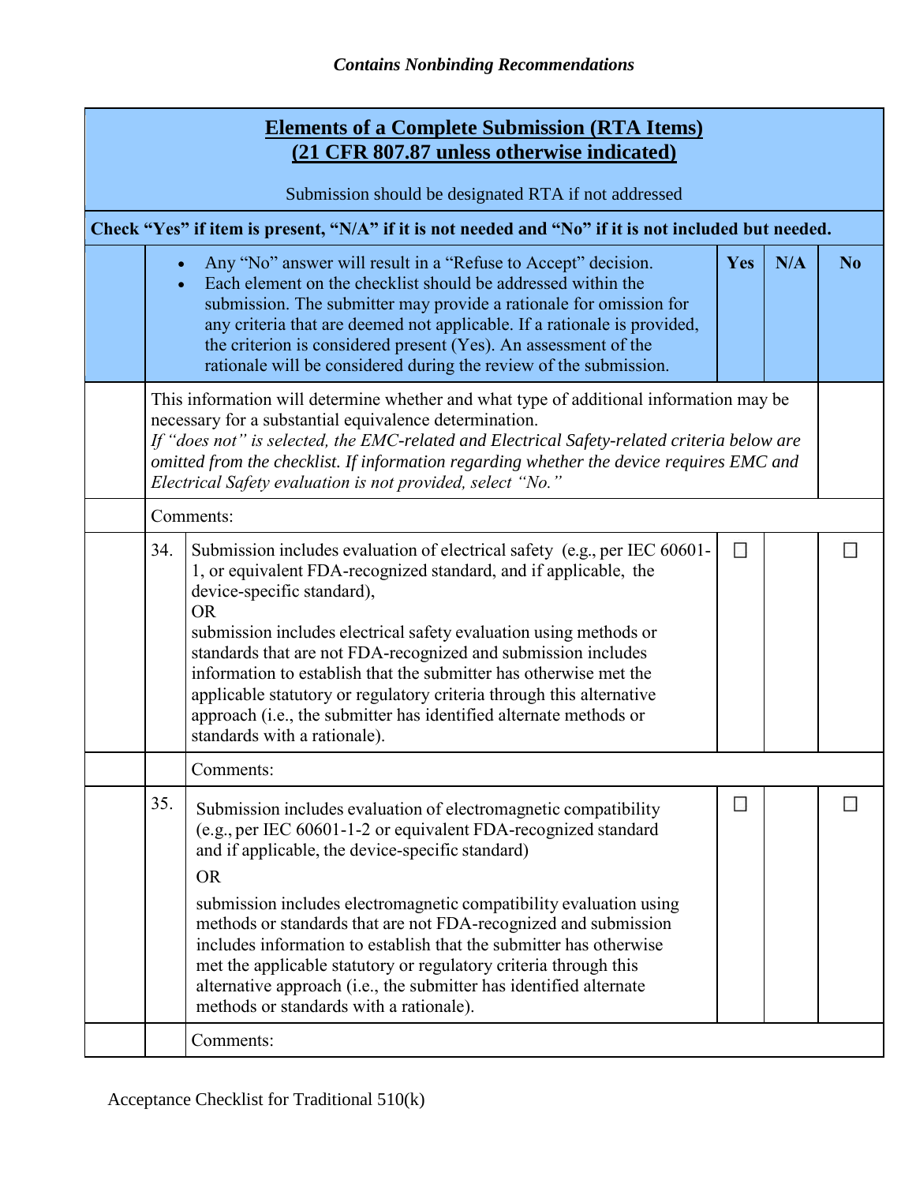| Elements of a Complete Submission (RTA Items) (21 CFR 807.87 unless otherwise indicated)<br><br>Submission should be designated RTA if not addressed | | | | | |
|---|---|---|---|---|---|
| **Check "Yes" if item is present, "N/A" if it is not needed and "No" if it is not included but needed.** | | | | | |
| | • Any "No" answer will result in a "Refuse to Accept" decision.<br>• Each element on the checklist should be addressed within the submission. The submitter may provide a rationale for omission for any criteria that are deemed not applicable. If a rationale is provided, the criterion is considered present (Yes). An assessment of the rationale will be considered during the review of the submission. | | **Yes** | **N/A** | **No** |
| | This information will determine whether and what type of additional information may be necessary for a substantial equivalence determination.<br>*If "does not" is selected, the EMC-related and Electrical Safety-related criteria below are omitted from the checklist. If information regarding whether the device requires EMC and Electrical Safety evaluation is not provided, select "No."* | | | | |
| | Comments: | | | | |
| | 34. | Submission includes evaluation of electrical safety (e.g., per IEC 60601-1, or equivalent FDA-recognized standard, and if applicable, the device-specific standard),<br>OR<br>submission includes electrical safety evaluation using methods or standards that are not FDA-recognized and submission includes information to establish that the submitter has otherwise met the applicable statutory or regulatory criteria through this alternative approach (i.e., the submitter has identified alternate methods or standards with a rationale). | ☐ | | ☐ |
| | | Comments: | | | |
| | 35. | Submission includes evaluation of electromagnetic compatibility (e.g., per IEC 60601-1-2 or equivalent FDA-recognized standard and if applicable, the device-specific standard)<br>OR<br>submission includes electromagnetic compatibility evaluation using methods or standards that are not FDA-recognized and submission includes information to establish that the submitter has otherwise met the applicable statutory or regulatory criteria through this alternative approach (i.e., the submitter has identified alternate methods or standards with a rationale). | ☐ | | ☐ |
| | | Comments: | | | |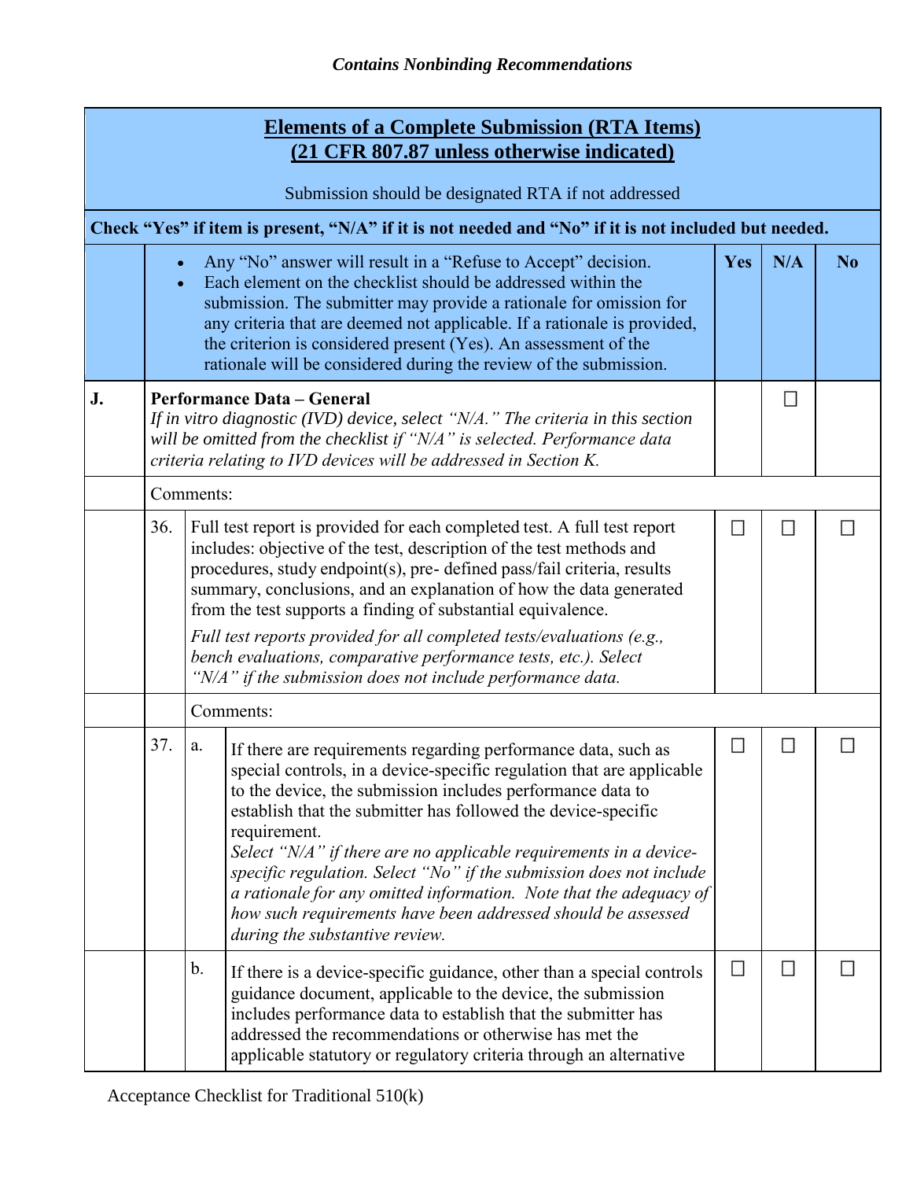*Contains Nonbinding Recommendations*

| | | | | Yes | N/A | No |
|---|---|---|---|---|---|---|
| **Elements of a Complete Submission (RTA Items)** **(21 CFR 807.87 unless otherwise indicated)** Submission should be designated RTA if not addressed | | | | | | |
| **Check "Yes" if item is present, "N/A" if it is not needed and "No" if it is not included but needed.** | | | | | | |
| | • Any "No" answer will result in a "Refuse to Accept" decision. • Each element on the checklist should be addressed within the submission. The submitter may provide a rationale for omission for any criteria that are deemed not applicable. If a rationale is provided, the criterion is considered present (Yes). An assessment of the rationale will be considered during the review of the submission. | | | **Yes** | **N/A** | **No** |
| **J.** | **Performance Data – General** *If in vitro diagnostic (IVD) device, select "N/A." The criteria in this section will be omitted from the checklist if "N/A" is selected. Performance data criteria relating to IVD devices will be addressed in Section K.* | | | | ☐ | |
| | Comments: | | | | | |
| | 36. | Full test report is provided for each completed test. A full test report includes: objective of the test, description of the test methods and procedures, study endpoint(s), pre- defined pass/fail criteria, results summary, conclusions, and an explanation of how the data generated from the test supports a finding of substantial equivalence. *Full test reports provided for all completed tests/evaluations (e.g., bench evaluations, comparative performance tests, etc.). Select "N/A" if the submission does not include performance data.* | | ☐ | ☐ | ☐ |
| | | Comments: | | | | |
| | 37. | a. | If there are requirements regarding performance data, such as special controls, in a device-specific regulation that are applicable to the device, the submission includes performance data to establish that the submitter has followed the device-specific requirement. *Select "N/A" if there are no applicable requirements in a device-specific regulation. Select "No" if the submission does not include a rationale for any omitted information. Note that the adequacy of how such requirements have been addressed should be assessed during the substantive review.* | ☐ | ☐ | ☐ |
| | | b. | If there is a device-specific guidance, other than a special controls guidance document, applicable to the device, the submission includes performance data to establish that the submitter has addressed the recommendations or otherwise has met the applicable statutory or regulatory criteria through an alternative | ☐ | ☐ | ☐ |

Acceptance Checklist for Traditional 510(k)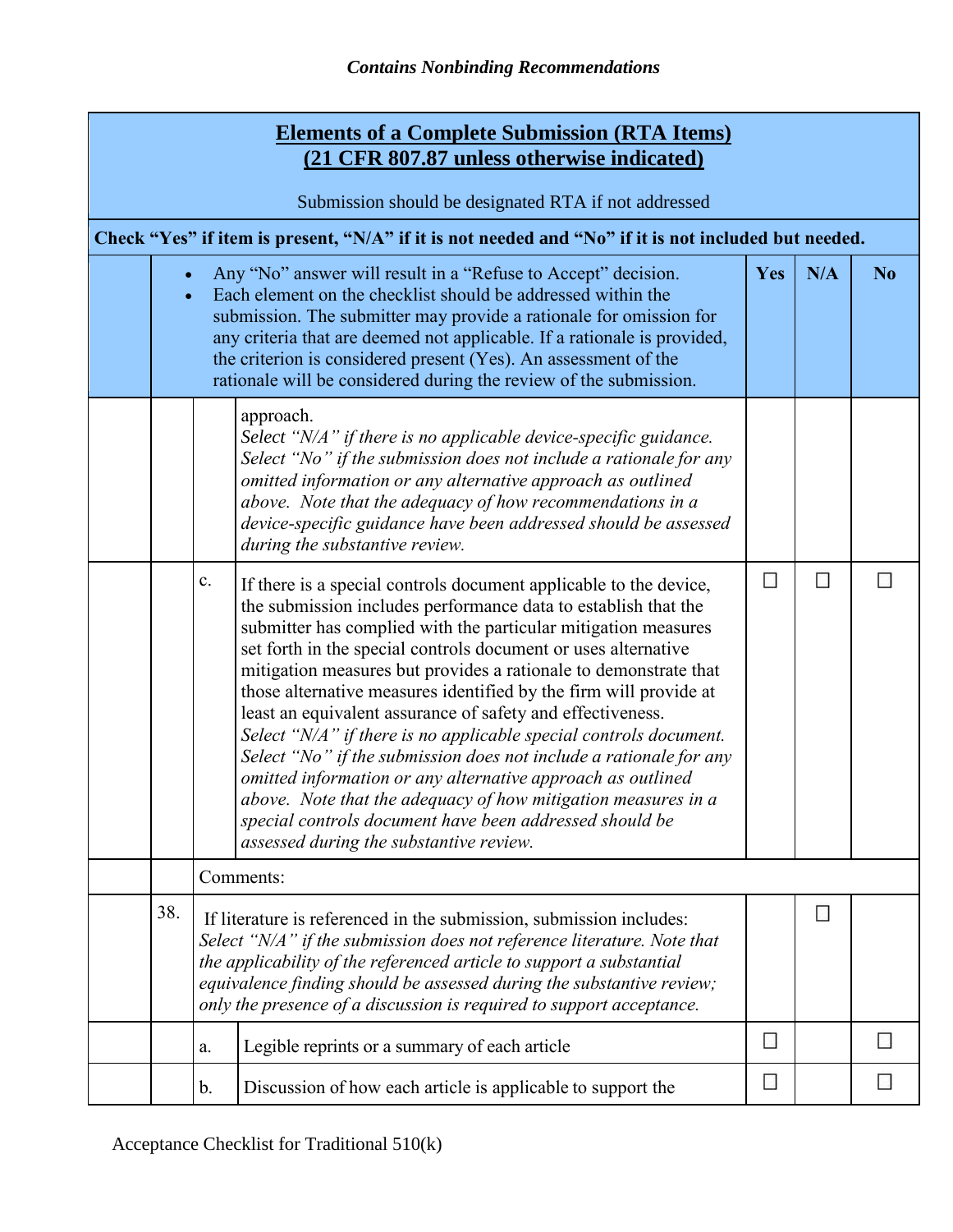*Contains Nonbinding Recommendations*

| | | | **Elements of a Complete Submission (RTA Items) (21 CFR 807.87 unless otherwise indicated)**<br><br>Submission should be designated RTA if not addressed | | | |
|---|---|---|---|---|---|---|
| **Check "Yes" if item is present, "N/A" if it is not needed and "No" if it is not included but needed.** | | | | | | |
| | | | • Any "No" answer will result in a "Refuse to Accept" decision.<br>• Each element on the checklist should be addressed within the submission. The submitter may provide a rationale for omission for any criteria that are deemed not applicable. If a rationale is provided, the criterion is considered present (Yes). An assessment of the rationale will be considered during the review of the submission. | **Yes** | **N/A** | **No** |
| | | | approach.<br>*Select "N/A" if there is no applicable device-specific guidance. Select "No" if the submission does not include a rationale for any omitted information or any alternative approach as outlined above. Note that the adequacy of how recommendations in a device-specific guidance have been addressed should be assessed during the substantive review.* | | | |
| | | c. | If there is a special controls document applicable to the device, the submission includes performance data to establish that the submitter has complied with the particular mitigation measures set forth in the special controls document or uses alternative mitigation measures but provides a rationale to demonstrate that those alternative measures identified by the firm will provide at least an equivalent assurance of safety and effectiveness.<br>*Select "N/A" if there is no applicable special controls document. Select "No" if the submission does not include a rationale for any omitted information or any alternative approach as outlined above. Note that the adequacy of how mitigation measures in a special controls document have been addressed should be assessed during the substantive review.* | ☐ | ☐ | ☐ |
| | | Comments: | | | | |
| | 38. | If literature is referenced in the submission, submission includes:<br>*Select "N/A" if the submission does not reference literature. Note that the applicability of the referenced article to support a substantial equivalence finding should be assessed during the substantive review; only the presence of a discussion is required to support acceptance.* | | | ☐ | |
| | | a. | Legible reprints or a summary of each article | ☐ | | ☐ |
| | | b. | Discussion of how each article is applicable to support the | ☐ | | ☐ |

Acceptance Checklist for Traditional 510(k)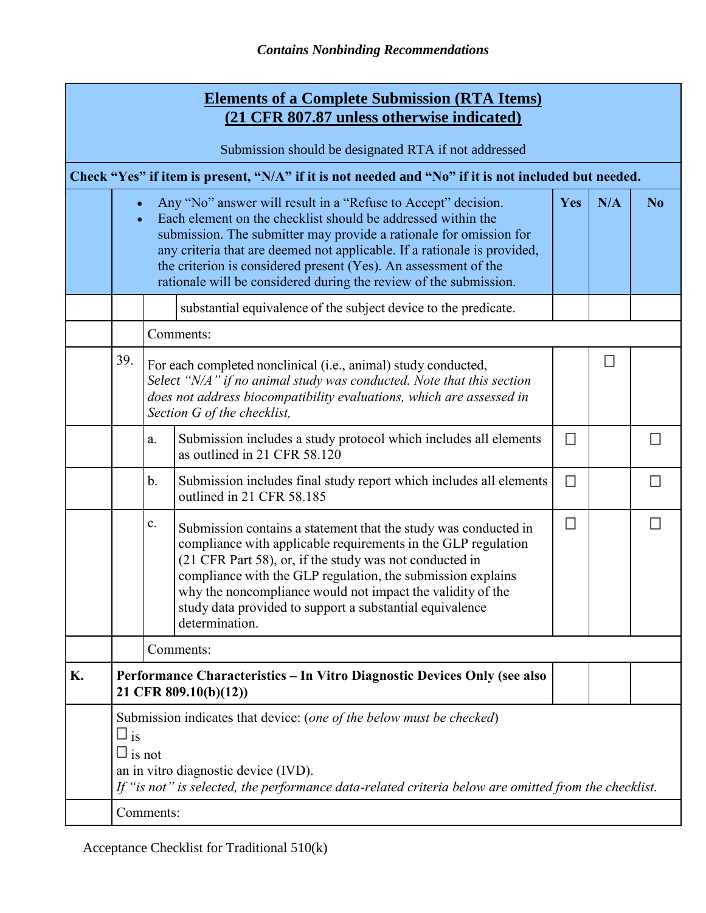*Contains Nonbinding Recommendations*

| | | | | Yes | N/A | No |
|---|---|---|---|---|---|---|
| **Elements of a Complete Submission (RTA Items)** **(21 CFR 807.87 unless otherwise indicated)** Submission should be designated RTA if not addressed | | | | | | |
| **Check "Yes" if item is present, "N/A" if it is not needed and "No" if it is not included but needed.** | | | | | | |
| | • Any "No" answer will result in a "Refuse to Accept" decision. • Each element on the checklist should be addressed within the submission. The submitter may provide a rationale for omission for any criteria that are deemed not applicable. If a rationale is provided, the criterion is considered present (Yes). An assessment of the rationale will be considered during the review of the submission. | | | **Yes** | **N/A** | **No** |
| | | | substantial equivalence of the subject device to the predicate. | | | |
| | | Comments: | | | | |
| | 39. | For each completed nonclinical (i.e., animal) study conducted, *Select "N/A" if no animal study was conducted. Note that this section does not address biocompatibility evaluations, which are assessed in Section G of the checklist,* | | | ☐ | |
| | | a. | Submission includes a study protocol which includes all elements as outlined in 21 CFR 58.120 | ☐ | | ☐ |
| | | b. | Submission includes final study report which includes all elements outlined in 21 CFR 58.185 | ☐ | | ☐ |
| | | c. | Submission contains a statement that the study was conducted in compliance with applicable requirements in the GLP regulation (21 CFR Part 58), or, if the study was not conducted in compliance with the GLP regulation, the submission explains why the noncompliance would not impact the validity of the study data provided to support a substantial equivalence determination. | ☐ | | ☐ |
| | | Comments: | | | | |
| **K.** | **Performance Characteristics – In Vitro Diagnostic Devices Only (see also 21 CFR 809.10(b)(12))** | | | | | |
| | Submission indicates that device: (*one of the below must be checked*) ☐ is ☐ is not an in vitro diagnostic device (IVD). *If "is not" is selected, the performance data-related criteria below are omitted from the checklist.* | | | | | |
| | Comments: | | | | | |

Acceptance Checklist for Traditional 510(k)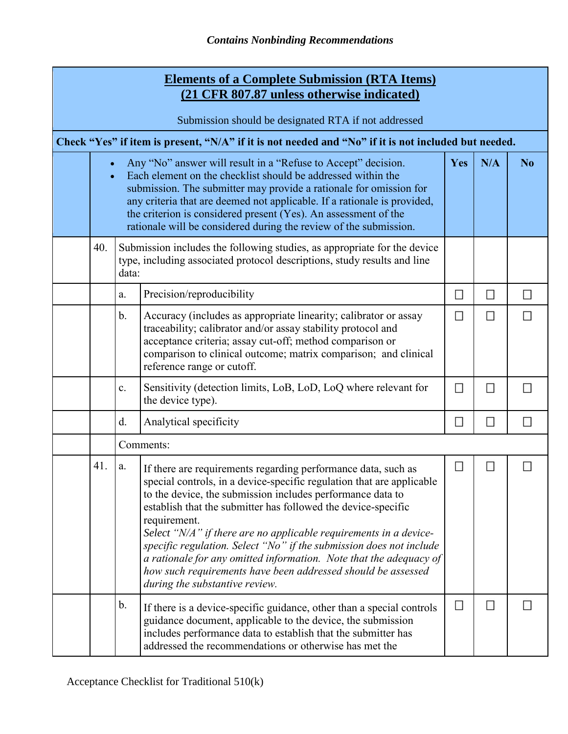| | | | **Elements of a Complete Submission (RTA Items)**<br>**(21 CFR 807.87 unless otherwise indicated)**<br><br>Submission should be designated RTA if not addressed | | | |
|---|---|---|---|---|---|---|
| | | | **Check "Yes" if item is present, "N/A" if it is not needed and "No" if it is not included but needed.** | | | |
| | | | • Any "No" answer will result in a "Refuse to Accept" decision.<br>• Each element on the checklist should be addressed within the submission. The submitter may provide a rationale for omission for any criteria that are deemed not applicable. If a rationale is provided, the criterion is considered present (Yes). An assessment of the rationale will be considered during the review of the submission. | **Yes** | **N/A** | **No** |
| | 40. | | Submission includes the following studies, as appropriate for the device type, including associated protocol descriptions, study results and line data: | | | |
| | | a. | Precision/reproducibility | ☐ | ☐ | ☐ |
| | | b. | Accuracy (includes as appropriate linearity; calibrator or assay traceability; calibrator and/or assay stability protocol and acceptance criteria; assay cut-off; method comparison or comparison to clinical outcome; matrix comparison; and clinical reference range or cutoff. | ☐ | ☐ | ☐ |
| | | c. | Sensitivity (detection limits, LoB, LoD, LoQ where relevant for the device type). | ☐ | ☐ | ☐ |
| | | d. | Analytical specificity | ☐ | ☐ | ☐ |
| | | | Comments: | | | |
| | 41. | a. | If there are requirements regarding performance data, such as special controls, in a device-specific regulation that are applicable to the device, the submission includes performance data to establish that the submitter has followed the device-specific requirement.<br>*Select "N/A" if there are no applicable requirements in a device-specific regulation. Select "No" if the submission does not include a rationale for any omitted information. Note that the adequacy of how such requirements have been addressed should be assessed during the substantive review.* | ☐ | ☐ | ☐ |
| | | b. | If there is a device-specific guidance, other than a special controls guidance document, applicable to the device, the submission includes performance data to establish that the submitter has addressed the recommendations or otherwise has met the | ☐ | ☐ | ☐ |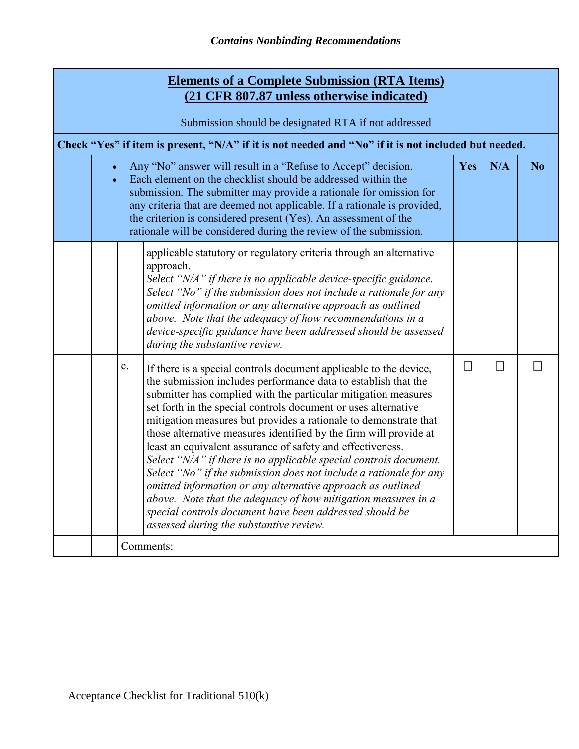| Elements of a Complete Submission (RTA Items) (21 CFR 807.87 unless otherwise indicated) Submission should be designated RTA if not addressed | | | | | | |
|---|---|---|---|---|---|---|
| **Check "Yes" if item is present, "N/A" if it is not needed and "No" if it is not included but needed.** | | | | | | |
| | • Any "No" answer will result in a "Refuse to Accept" decision. • Each element on the checklist should be addressed within the submission. The submitter may provide a rationale for omission for any criteria that are deemed not applicable. If a rationale is provided, the criterion is considered present (Yes). An assessment of the rationale will be considered during the review of the submission. | | | **Yes** | **N/A** | **No** |
| | | | applicable statutory or regulatory criteria through an alternative approach. *Select "N/A" if there is no applicable device-specific guidance. Select "No" if the submission does not include a rationale for any omitted information or any alternative approach as outlined above. Note that the adequacy of how recommendations in a device-specific guidance have been addressed should be assessed during the substantive review.* | | | |
| | | c. | If there is a special controls document applicable to the device, the submission includes performance data to establish that the submitter has complied with the particular mitigation measures set forth in the special controls document or uses alternative mitigation measures but provides a rationale to demonstrate that those alternative measures identified by the firm will provide at least an equivalent assurance of safety and effectiveness. *Select "N/A" if there is no applicable special controls document. Select "No" if the submission does not include a rationale for any omitted information or any alternative approach as outlined above. Note that the adequacy of how mitigation measures in a special controls document have been addressed should be assessed during the substantive review.* | ☐ | ☐ | ☐ |
| | | Comments: | | | | |

Acceptance Checklist for Traditional 510(k)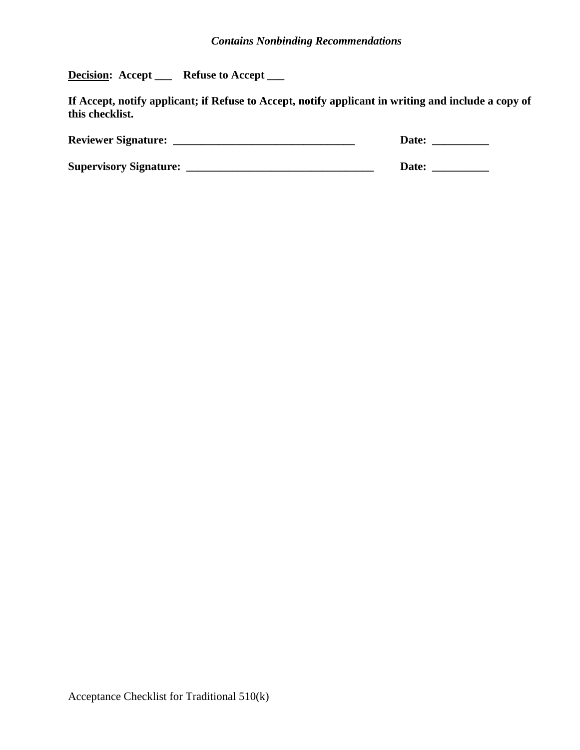**Decision:** **Accept ___ Refuse to Accept ___**

**If Accept, notify applicant; if Refuse to Accept, notify applicant in writing and include a copy of this checklist.**

**Reviewer Signature: ________________________________ Date: __________**

**Supervisory Signature: _________________________________ Date: __________**